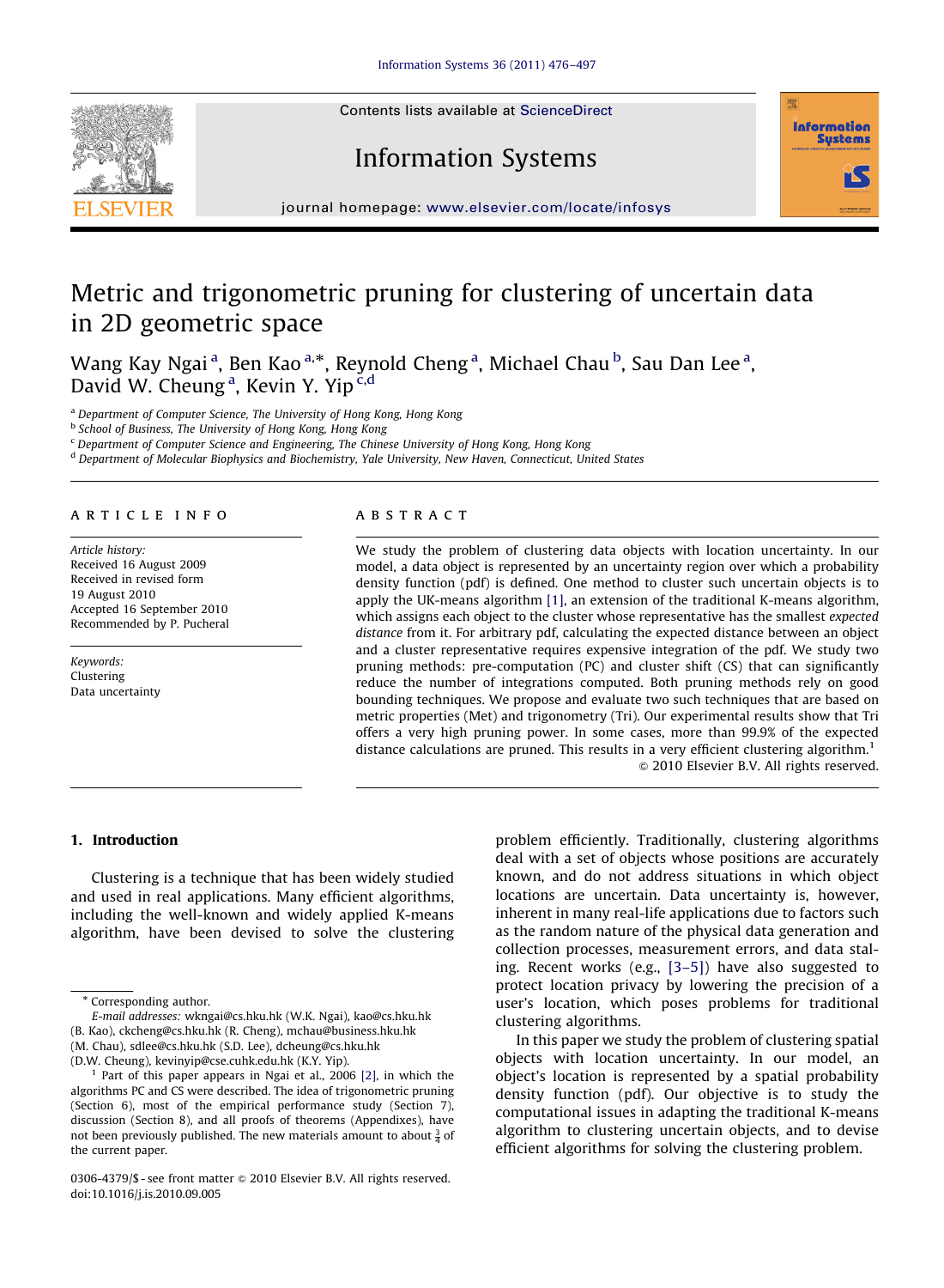Contents lists available at ScienceDirect

# Information Systems

journal homepage: www.elsevier.com/locate/infosys

# Metric and trigonometric pruning for clustering of uncertain data in 2D geometric space

Wang Kay Ngai [a], Ben Kao [a,*], Reynold Cheng [a], Michael Chau [b], Sau Dan Lee [a], David W. Cheung [a], Kevin Y. Yip [c,d]

[a] Department of Computer Science, The University of Hong Kong, Hong Kong
[b] School of Business, The University of Hong Kong, Hong Kong
[c] Department of Computer Science and Engineering, The Chinese University of Hong Kong, Hong Kong
[d] Department of Molecular Biophysics and Biochemistry, Yale University, New Haven, Connecticut, United States

## ARTICLE INFO

*Article history:*
Received 16 August 2009
Received in revised form
19 August 2010
Accepted 16 September 2010
Recommended by P. Pucheral

*Keywords:*
Clustering
Data uncertainty

## ABSTRACT

We study the problem of clustering data objects with location uncertainty. In our model, a data object is represented by an uncertainty region over which a probability density function (pdf) is defined. One method to cluster such uncertain objects is to apply the UK-means algorithm [1], an extension of the traditional K-means algorithm, which assigns each object to the cluster whose representative has the smallest *expected distance* from it. For arbitrary pdf, calculating the expected distance between an object and a cluster representative requires expensive integration of the pdf. We study two pruning methods: pre-computation (PC) and cluster shift (CS) that can significantly reduce the number of integrations computed. Both pruning methods rely on good bounding techniques. We propose and evaluate two such techniques that are based on metric properties (Met) and trigonometry (Tri). Our experimental results show that Tri offers a very high pruning power. In some cases, more than 99.9% of the expected distance calculations are pruned. This results in a very efficient clustering algorithm.[1]

© 2010 Elsevier B.V. All rights reserved.

## 1. Introduction

Clustering is a technique that has been widely studied and used in real applications. Many efficient algorithms, including the well-known and widely applied K-means algorithm, have been devised to solve the clustering problem efficiently. Traditionally, clustering algorithms deal with a set of objects whose positions are accurately known, and do not address situations in which object locations are uncertain. Data uncertainty is, however, inherent in many real-life applications due to factors such as the random nature of the physical data generation and collection processes, measurement errors, and data staling. Recent works (e.g., [3–5]) have also suggested to protect location privacy by lowering the precision of a user's location, which poses problems for traditional clustering algorithms.

In this paper we study the problem of clustering spatial objects with location uncertainty. In our model, an object's location is represented by a spatial probability density function (pdf). Our objective is to study the computational issues in adapting the traditional K-means algorithm to clustering uncertain objects, and to devise efficient algorithms for solving the clustering problem.

---

\* Corresponding author.
*E-mail addresses:* wkngai@cs.hku.hk (W.K. Ngai), kao@cs.hku.hk (B. Kao), ckcheng@cs.hku.hk (R. Cheng), mchau@business.hku.hk (M. Chau), sdlee@cs.hku.hk (S.D. Lee), dcheung@cs.hku.hk (D.W. Cheung), kevinyip@cse.cuhk.edu.hk (K.Y. Yip).

[1] Part of this paper appears in Ngai et al., 2006 [2], in which the algorithms PC and CS were described. The idea of trigonometric pruning (Section 6), most of the empirical performance study (Section 7), discussion (Section 8), and all proofs of theorems (Appendixes), have not been previously published. The new materials amount to about $\frac{3}{4}$ of the current paper.

0306-4379/$ - see front matter © 2010 Elsevier B.V. All rights reserved.
doi:10.1016/j.is.2010.09.005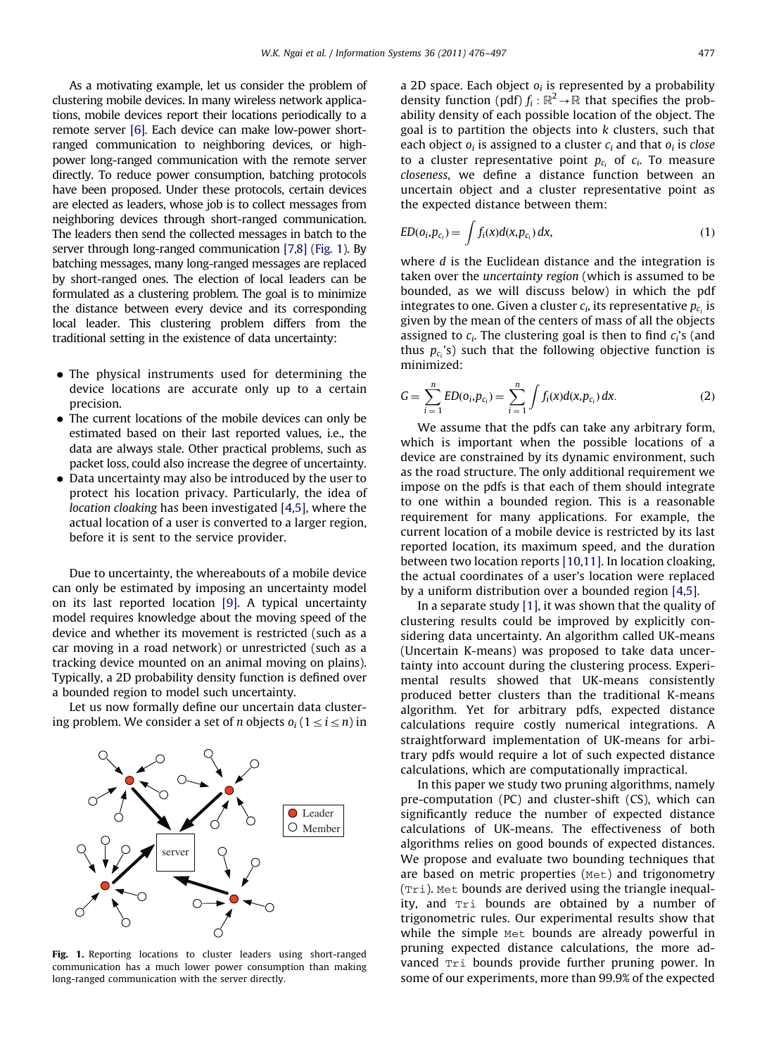As a motivating example, let us consider the problem of clustering mobile devices. In many wireless network applications, mobile devices report their locations periodically to a remote server [6]. Each device can make low-power short-ranged communication to neighboring devices, or high-power long-ranged communication with the remote server directly. To reduce power consumption, batching protocols have been proposed. Under these protocols, certain devices are elected as leaders, whose job is to collect messages from neighboring devices through short-ranged communication. The leaders then send the collected messages in batch to the server through long-ranged communication [7,8] (Fig. 1). By batching messages, many long-ranged messages are replaced by short-ranged ones. The election of local leaders can be formulated as a clustering problem. The goal is to minimize the distance between every device and its corresponding local leader. This clustering problem differs from the traditional setting in the existence of data uncertainty:

- The physical instruments used for determining the device locations are accurate only up to a certain precision.
- The current locations of the mobile devices can only be estimated based on their last reported values, i.e., the data are always stale. Other practical problems, such as packet loss, could also increase the degree of uncertainty.
- Data uncertainty may also be introduced by the user to protect his location privacy. Particularly, the idea of *location cloaking* has been investigated [4,5], where the actual location of a user is converted to a larger region, before it is sent to the service provider.

Due to uncertainty, the whereabouts of a mobile device can only be estimated by imposing an uncertainty model on its last reported location [9]. A typical uncertainty model requires knowledge about the moving speed of the device and whether its movement is restricted (such as a car moving in a road network) or unrestricted (such as a tracking device mounted on an animal moving on plains). Typically, a 2D probability density function is defined over a bounded region to model such uncertainty.

Let us now formally define our uncertain data clustering problem. We consider a set of $n$ objects $o_i$ $(1 \leq i \leq n)$ in a 2D space. Each object $o_i$ is represented by a probability density function (pdf) $f_i : \mathbb{R}^2 \rightarrow \mathbb{R}$ that specifies the probability density of each possible location of the object. The goal is to partition the objects into $k$ clusters, such that each object $o_i$ is assigned to a cluster $c_i$ and that $o_i$ is *close* to a cluster representative point $p_{c_i}$ of $c_i$. To measure *closeness*, we define a distance function between an uncertain object and a cluster representative point as the expected distance between them:

$$ED(o_i, p_{c_i}) = \int f_i(x) d(x, p_{c_i})\, dx, \tag{1}$$

where $d$ is the Euclidean distance and the integration is taken over the *uncertainty region* (which is assumed to be bounded, as we will discuss below) in which the pdf integrates to one. Given a cluster $c_i$, its representative $p_{c_i}$ is given by the mean of the centers of mass of all the objects assigned to $c_i$. The clustering goal is then to find $c_i$'s (and thus $p_{c_i}$'s) such that the following objective function is minimized:

$$G = \sum_{i=1}^{n} ED(o_i, p_{c_i}) = \sum_{i=1}^{n} \int f_i(x) d(x, p_{c_i})\, dx. \tag{2}$$

We assume that the pdfs can take any arbitrary form, which is important when the possible locations of a device are constrained by its dynamic environment, such as the road structure. The only additional requirement we impose on the pdfs is that each of them should integrate to one within a bounded region. This is a reasonable requirement for many applications. For example, the current location of a mobile device is restricted by its last reported location, its maximum speed, and the duration between two location reports [10,11]. In location cloaking, the actual coordinates of a user's location were replaced by a uniform distribution over a bounded region [4,5].

In a separate study [1], it was shown that the quality of clustering results could be improved by explicitly considering data uncertainty. An algorithm called UK-means (Uncertain K-means) was proposed to take data uncertainty into account during the clustering process. Experimental results showed that UK-means consistently produced better clusters than the traditional K-means algorithm. Yet for arbitrary pdfs, expected distance calculations require costly numerical integrations. A straightforward implementation of UK-means for arbitrary pdfs would require a lot of such expected distance calculations, which are computationally impractical.

In this paper we study two pruning algorithms, namely pre-computation (PC) and cluster-shift (CS), which can significantly reduce the number of expected distance calculations of UK-means. The effectiveness of both algorithms relies on good bounds of expected distances. We propose and evaluate two bounding techniques that are based on metric properties (`Met`) and trigonometry (`Tri`). `Met` bounds are derived using the triangle inequality, and `Tri` bounds are obtained by a number of trigonometric rules. Our experimental results show that while the simple `Met` bounds are already powerful in pruning expected distance calculations, the more advanced `Tri` bounds provide further pruning power. In some of our experiments, more than 99.9% of the expected

Leader
Member
server

**Fig. 1.** Reporting locations to cluster leaders using short-ranged communication has a much lower power consumption than making long-ranged communication with the server directly.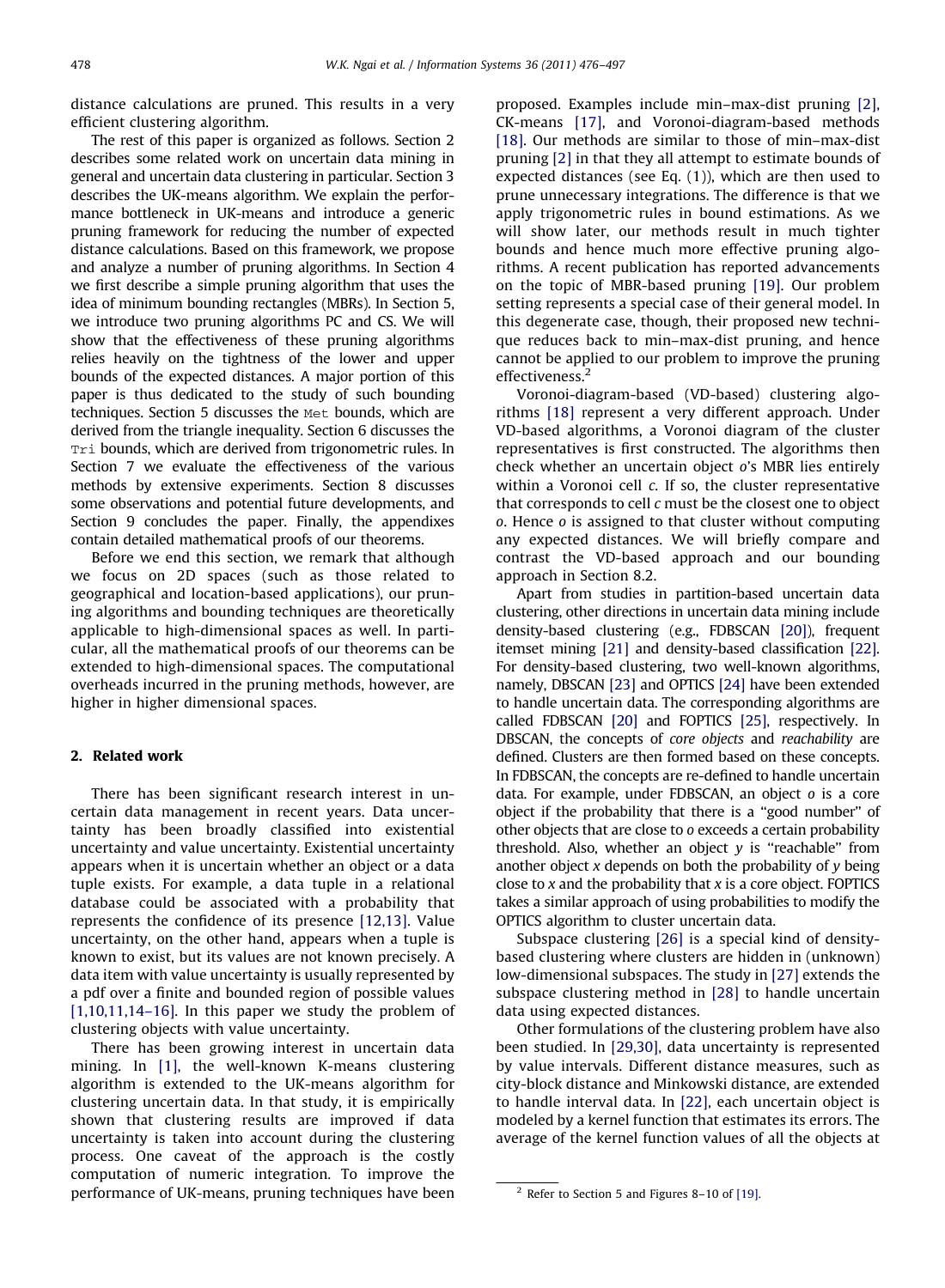distance calculations are pruned. This results in a very efficient clustering algorithm.

The rest of this paper is organized as follows. Section 2 describes some related work on uncertain data mining in general and uncertain data clustering in particular. Section 3 describes the UK-means algorithm. We explain the performance bottleneck in UK-means and introduce a generic pruning framework for reducing the number of expected distance calculations. Based on this framework, we propose and analyze a number of pruning algorithms. In Section 4 we first describe a simple pruning algorithm that uses the idea of minimum bounding rectangles (MBRs). In Section 5, we introduce two pruning algorithms PC and CS. We will show that the effectiveness of these pruning algorithms relies heavily on the tightness of the lower and upper bounds of the expected distances. A major portion of this paper is thus dedicated to the study of such bounding techniques. Section 5 discusses the `Met` bounds, which are derived from the triangle inequality. Section 6 discusses the `Tri` bounds, which are derived from trigonometric rules. In Section 7 we evaluate the effectiveness of the various methods by extensive experiments. Section 8 discusses some observations and potential future developments, and Section 9 concludes the paper. Finally, the appendixes contain detailed mathematical proofs of our theorems.

Before we end this section, we remark that although we focus on 2D spaces (such as those related to geographical and location-based applications), our pruning algorithms and bounding techniques are theoretically applicable to high-dimensional spaces as well. In particular, all the mathematical proofs of our theorems can be extended to high-dimensional spaces. The computational overheads incurred in the pruning methods, however, are higher in higher dimensional spaces.

## 2. Related work

There has been significant research interest in uncertain data management in recent years. Data uncertainty has been broadly classified into existential uncertainty and value uncertainty. Existential uncertainty appears when it is uncertain whether an object or a data tuple exists. For example, a data tuple in a relational database could be associated with a probability that represents the confidence of its presence [12,13]. Value uncertainty, on the other hand, appears when a tuple is known to exist, but its values are not known precisely. A data item with value uncertainty is usually represented by a pdf over a finite and bounded region of possible values [1,10,11,14–16]. In this paper we study the problem of clustering objects with value uncertainty.

There has been growing interest in uncertain data mining. In [1], the well-known K-means clustering algorithm is extended to the UK-means algorithm for clustering uncertain data. In that study, it is empirically shown that clustering results are improved if data uncertainty is taken into account during the clustering process. One caveat of the approach is the costly computation of numeric integration. To improve the performance of UK-means, pruning techniques have been proposed. Examples include min–max-dist pruning [2], CK-means [17], and Voronoi-diagram-based methods [18]. Our methods are similar to those of min–max-dist pruning [2] in that they all attempt to estimate bounds of expected distances (see Eq. (1)), which are then used to prune unnecessary integrations. The difference is that we apply trigonometric rules in bound estimations. As we will show later, our methods result in much tighter bounds and hence much more effective pruning algorithms. A recent publication has reported advancements on the topic of MBR-based pruning [19]. Our problem setting represents a special case of their general model. In this degenerate case, though, their proposed new technique reduces back to min–max-dist pruning, and hence cannot be applied to our problem to improve the pruning effectiveness.[2]

Voronoi-diagram-based (VD-based) clustering algorithms [18] represent a very different approach. Under VD-based algorithms, a Voronoi diagram of the cluster representatives is first constructed. The algorithms then check whether an uncertain object *o*'s MBR lies entirely within a Voronoi cell *c*. If so, the cluster representative that corresponds to cell *c* must be the closest one to object *o*. Hence *o* is assigned to that cluster without computing any expected distances. We will briefly compare and contrast the VD-based approach and our bounding approach in Section 8.2.

Apart from studies in partition-based uncertain data clustering, other directions in uncertain data mining include density-based clustering (e.g., FDBSCAN [20]), frequent itemset mining [21] and density-based classification [22]. For density-based clustering, two well-known algorithms, namely, DBSCAN [23] and OPTICS [24] have been extended to handle uncertain data. The corresponding algorithms are called FDBSCAN [20] and FOPTICS [25], respectively. In DBSCAN, the concepts of *core objects* and *reachability* are defined. Clusters are then formed based on these concepts. In FDBSCAN, the concepts are re-defined to handle uncertain data. For example, under FDBSCAN, an object *o* is a core object if the probability that there is a "good number" of other objects that are close to *o* exceeds a certain probability threshold. Also, whether an object *y* is "reachable" from another object *x* depends on both the probability of *y* being close to *x* and the probability that *x* is a core object. FOPTICS takes a similar approach of using probabilities to modify the OPTICS algorithm to cluster uncertain data.

Subspace clustering [26] is a special kind of density-based clustering where clusters are hidden in (unknown) low-dimensional subspaces. The study in [27] extends the subspace clustering method in [28] to handle uncertain data using expected distances.

Other formulations of the clustering problem have also been studied. In [29,30], data uncertainty is represented by value intervals. Different distance measures, such as city-block distance and Minkowski distance, are extended to handle interval data. In [22], each uncertain object is modeled by a kernel function that estimates its errors. The average of the kernel function values of all the objects at

[2] Refer to Section 5 and Figures 8–10 of [19].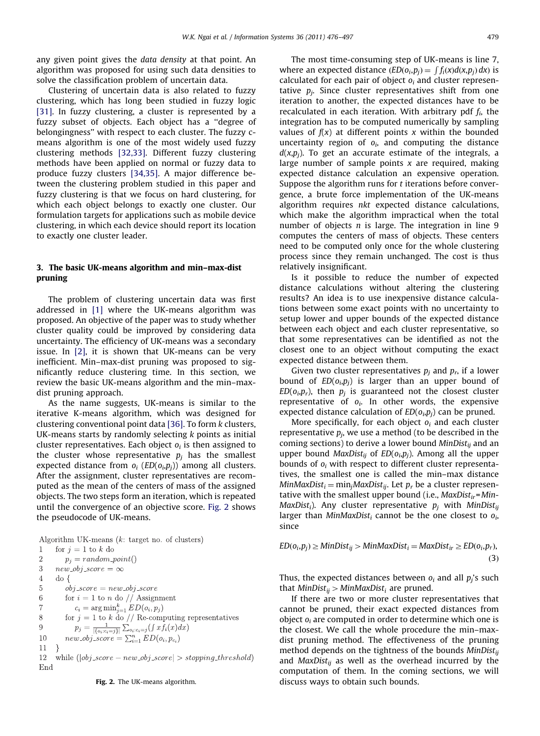any given point gives the *data density* at that point. An algorithm was proposed for using such data densities to solve the classification problem of uncertain data.

Clustering of uncertain data is also related to fuzzy clustering, which has long been studied in fuzzy logic [31]. In fuzzy clustering, a cluster is represented by a fuzzy subset of objects. Each object has a "degree of belongingness" with respect to each cluster. The fuzzy c-means algorithm is one of the most widely used fuzzy clustering methods [32,33]. Different fuzzy clustering methods have been applied on normal or fuzzy data to produce fuzzy clusters [34,35]. A major difference between the clustering problem studied in this paper and fuzzy clustering is that we focus on hard clustering, for which each object belongs to exactly one cluster. Our formulation targets for applications such as mobile device clustering, in which each device should report its location to exactly one cluster leader.

## 3. The basic UK-means algorithm and min–max-dist pruning

The problem of clustering uncertain data was first addressed in [1] where the UK-means algorithm was proposed. An objective of the paper was to study whether cluster quality could be improved by considering data uncertainty. The efficiency of UK-means was a secondary issue. In [2], it is shown that UK-means can be very inefficient. Min–max-dist pruning was proposed to significantly reduce clustering time. In this section, we review the basic UK-means algorithm and the min–max-dist pruning approach.

As the name suggests, UK-means is similar to the iterative K-means algorithm, which was designed for clustering conventional point data [36]. To form $k$ clusters, UK-means starts by randomly selecting $k$ points as initial cluster representatives. Each object $o_i$ is then assigned to the cluster whose representative $p_j$ has the smallest expected distance from $o_i$ ($ED(o_i,p_j)$) among all clusters. After the assignment, cluster representatives are recomputed as the mean of the centers of mass of the assigned objects. The two steps form an iteration, which is repeated until the convergence of an objective score. Fig. 2 shows the pseudocode of UK-means.

```
Algorithm UK-means (k: target no. of clusters)
1    for j = 1 to k do
2        p_j = random_point()
3    new_obj_score = ∞
4    do {
5        obj_score = new_obj_score
6        for i = 1 to n do // Assignment
7            c_i = arg min_{j=1}^{k} ED(o_i, p_j)
8        for j = 1 to k do // Re-computing representatives
9            p_j = 1/|{o_i : c_i = j}| Σ_{o_i : c_i = j} (∫ x f_i(x) dx)
10       new_obj_score = Σ_{i=1}^{n} ED(o_i, p_{c_i})
11   }
12   while (|obj_score − new_obj_score| > stopping_threshold)
End
```

Fig. 2. The UK-means algorithm.

The most time-consuming step of UK-means is line 7, where an expected distance ($ED(o_i,p_j) = \int f_i(x) d(x,p_j)\, dx$) is calculated for each pair of object $o_i$ and cluster representative $p_j$. Since cluster representatives shift from one iteration to another, the expected distances have to be recalculated in each iteration. With arbitrary pdf $f_i$, the integration has to be computed numerically by sampling values of $f(x)$ at different points $x$ within the bounded uncertainty region of $o_i$, and computing the distance $d(x,p_j)$. To get an accurate estimate of the integrals, a large number of sample points $x$ are required, making expected distance calculation an expensive operation. Suppose the algorithm runs for $t$ iterations before convergence, a brute force implementation of the UK-means algorithm requires $nkt$ expected distance calculations, which make the algorithm impractical when the total number of objects $n$ is large. The integration in line 9 computes the centers of mass of objects. These centers need to be computed only once for the whole clustering process since they remain unchanged. The cost is thus relatively insignificant.

Is it possible to reduce the number of expected distance calculations without altering the clustering results? An idea is to use inexpensive distance calculations between some exact points with no uncertainty to setup lower and upper bounds of the expected distance between each object and each cluster representative, so that some representatives can be identified as not the closest one to an object without computing the exact expected distance between them.

Given two cluster representatives $p_j$ and $p_r$, if a lower bound of $ED(o_i,p_j)$ is larger than an upper bound of $ED(o_i,p_r)$, then $p_j$ is guaranteed not the closest cluster representative of $o_i$. In other words, the expensive expected distance calculation of $ED(o_i,p_j)$ can be pruned.

More specifically, for each object $o_i$ and each cluster representative $p_j$, we use a method (to be described in the coming sections) to derive a lower bound $MinDist_{ij}$ and an upper bound $MaxDist_{ij}$ of $ED(o_i,p_j)$. Among all the upper bounds of $o_i$ with respect to different cluster representatives, the smallest one is called the min–max distance $MinMaxDist_i = \min_j MaxDist_{ij}$. Let $p_r$ be a cluster representative with the smallest upper bound (i.e., $MaxDist_{ir} = MinMaxDist_i$). Any cluster representative $p_j$ with $MinDist_{ij}$ larger than $MinMaxDist_i$ cannot be the one closest to $o_i$, since

$$ED(o_i,p_j) \geq MinDist_{ij} > MinMaxDist_i = MaxDist_{ir} \geq ED(o_i,p_r), \tag{3}$$

Thus, the expected distances between $o_i$ and all $p_j$'s such that $MinDist_{ij} > MinMaxDist_i$ are pruned.

If there are two or more cluster representatives that cannot be pruned, their exact expected distances from object $o_i$ are computed in order to determine which one is the closest. We call the whole procedure the min–max-dist pruning method. The effectiveness of the pruning method depends on the tightness of the bounds $MinDist_{ij}$ and $MaxDist_{ij}$ as well as the overhead incurred by the computation of them. In the coming sections, we will discuss ways to obtain such bounds.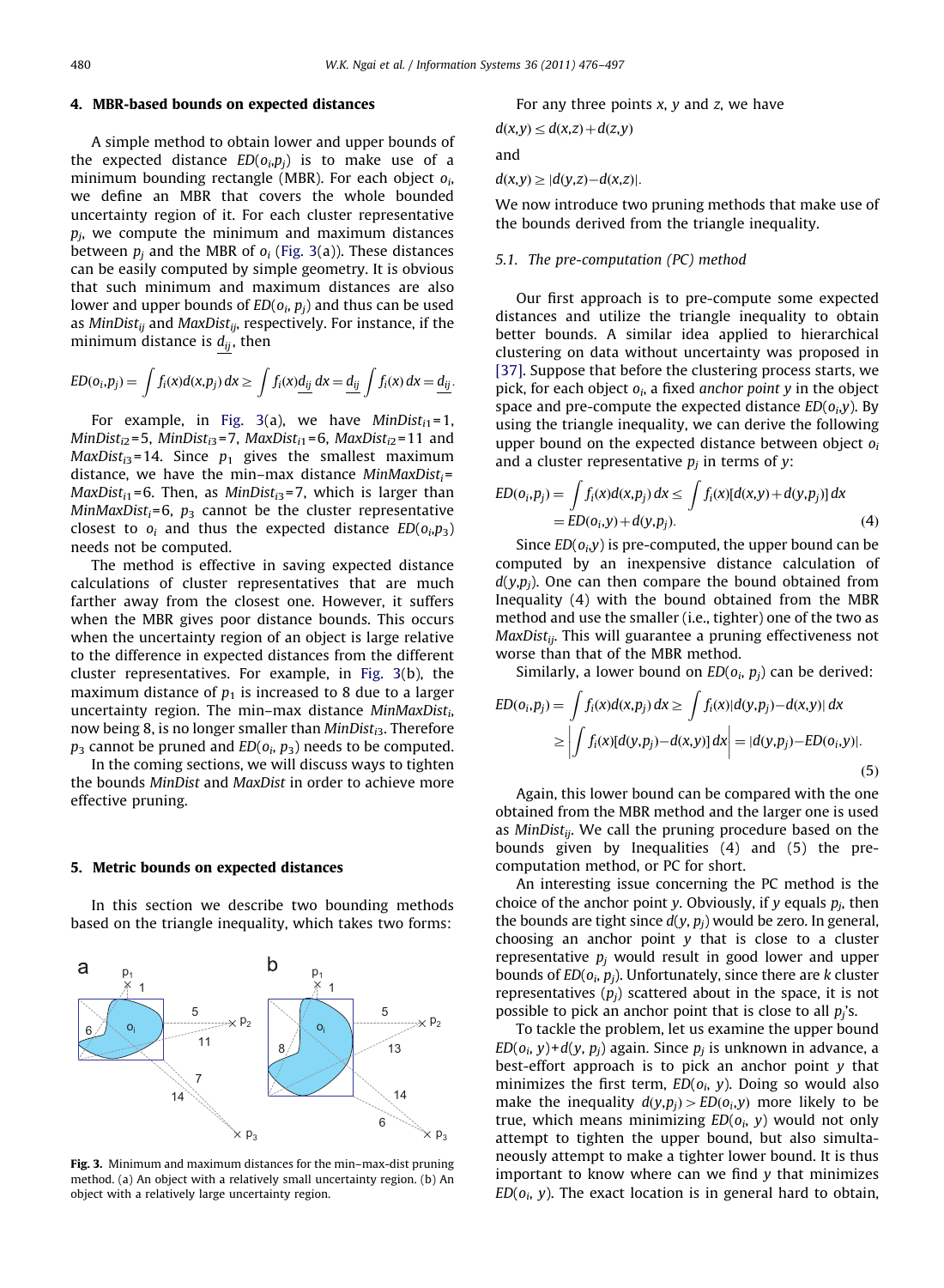## 4. MBR-based bounds on expected distances

A simple method to obtain lower and upper bounds of the expected distance $ED(o_i,p_j)$ is to make use of a minimum bounding rectangle (MBR). For each object $o_i$, we define an MBR that covers the whole bounded uncertainty region of it. For each cluster representative $p_j$, we compute the minimum and maximum distances between $p_j$ and the MBR of $o_i$ (Fig. 3(a)). These distances can be easily computed by simple geometry. It is obvious that such minimum and maximum distances are also lower and upper bounds of $ED(o_i, p_j)$ and thus can be used as $MinDist_{ij}$ and $MaxDist_{ij}$, respectively. For instance, if the minimum distance is $\underline{d_{ij}}$, then

$$ED(o_i,p_j) = \int f_i(x) d(x,p_j)\,dx \geq \int f_i(x)\underline{d_{ij}}\,dx = \underline{d_{ij}} \int f_i(x)\,dx = \underline{d_{ij}}.$$

For example, in Fig. 3(a), we have $MinDist_{i1}=1$, $MinDist_{i2}=5$, $MinDist_{i3}=7$, $MaxDist_{i1}=6$, $MaxDist_{i2}=11$ and $MaxDist_{i3}=14$. Since $p_1$ gives the smallest maximum distance, we have the min–max distance $MinMaxDist_i = MaxDist_{i1}=6$. Then, as $MinDist_{i3}=7$, which is larger than $MinMaxDist_i=6$, $p_3$ cannot be the cluster representative closest to $o_i$ and thus the expected distance $ED(o_i,p_3)$ needs not be computed.

The method is effective in saving expected distance calculations of cluster representatives that are much farther away from the closest one. However, it suffers when the MBR gives poor distance bounds. This occurs when the uncertainty region of an object is large relative to the difference in expected distances from the different cluster representatives. For example, in Fig. 3(b), the maximum distance of $p_1$ is increased to 8 due to a larger uncertainty region. The min–max distance $MinMaxDist_i$, now being 8, is no longer smaller than $MinDist_{i3}$. Therefore $p_3$ cannot be pruned and $ED(o_i, p_3)$ needs to be computed.

In the coming sections, we will discuss ways to tighten the bounds $MinDist$ and $MaxDist$ in order to achieve more effective pruning.

## 5. Metric bounds on expected distances

In this section we describe two bounding methods based on the triangle inequality, which takes two forms:

Fig. 3. Minimum and maximum distances for the min–max-dist pruning method. (a) An object with a relatively small uncertainty region. (b) An object with a relatively large uncertainty region.

For any three points $x$, $y$ and $z$, we have

$$d(x,y) \leq d(x,z) + d(z,y)$$

and

$$d(x,y) \geq |d(y,z) - d(x,z)|.$$

We now introduce two pruning methods that make use of the bounds derived from the triangle inequality.

### 5.1. The pre-computation (PC) method

Our first approach is to pre-compute some expected distances and utilize the triangle inequality to obtain better bounds. A similar idea applied to hierarchical clustering on data without uncertainty was proposed in [37]. Suppose that before the clustering process starts, we pick, for each object $o_i$, a fixed *anchor point* $y$ in the object space and pre-compute the expected distance $ED(o_i,y)$. By using the triangle inequality, we can derive the following upper bound on the expected distance between object $o_i$ and a cluster representative $p_j$ in terms of $y$:

$$\begin{aligned} ED(o_i,p_j) &= \int f_i(x) d(x,p_j)\,dx \leq \int f_i(x)[d(x,y) + d(y,p_j)]\,dx \\ &= ED(o_i,y) + d(y,p_j). \end{aligned} \tag{4}$$

Since $ED(o_i,y)$ is pre-computed, the upper bound can be computed by an inexpensive distance calculation of $d(y,p_j)$. One can then compare the bound obtained from Inequality (4) with the bound obtained from the MBR method and use the smaller (i.e., tighter) one of the two as $MaxDist_{ij}$. This will guarantee a pruning effectiveness not worse than that of the MBR method.

Similarly, a lower bound on $ED(o_i, p_j)$ can be derived:

$$\begin{aligned} ED(o_i,p_j) &= \int f_i(x) d(x,p_j)\,dx \geq \int f_i(x)|d(y,p_j) - d(x,y)|\,dx \\ &\geq \left| \int f_i(x)[d(y,p_j) - d(x,y)]\,dx \right| = |d(y,p_j) - ED(o_i,y)|. \end{aligned} \tag{5}$$

Again, this lower bound can be compared with the one obtained from the MBR method and the larger one is used as $MinDist_{ij}$. We call the pruning procedure based on the bounds given by Inequalities (4) and (5) the pre-computation method, or PC for short.

An interesting issue concerning the PC method is the choice of the anchor point $y$. Obviously, if $y$ equals $p_j$, then the bounds are tight since $d(y, p_j)$ would be zero. In general, choosing an anchor point $y$ that is close to a cluster representative $p_j$ would result in good lower and upper bounds of $ED(o_i, p_j)$. Unfortunately, since there are $k$ cluster representatives ($p_j$) scattered about in the space, it is not possible to pick an anchor point that is close to all $p_j$'s.

To tackle the problem, let us examine the upper bound $ED(o_i, y)+d(y, p_j)$ again. Since $p_j$ is unknown in advance, a best-effort approach is to pick an anchor point $y$ that minimizes the first term, $ED(o_i, y)$. Doing so would also make the inequality $d(y,p_j) > ED(o_i,y)$ more likely to be true, which means minimizing $ED(o_i, y)$ would not only attempt to tighten the upper bound, but also simultaneously attempt to make a tighter lower bound. It is thus important to know where can we find $y$ that minimizes $ED(o_i, y)$. The exact location is in general hard to obtain,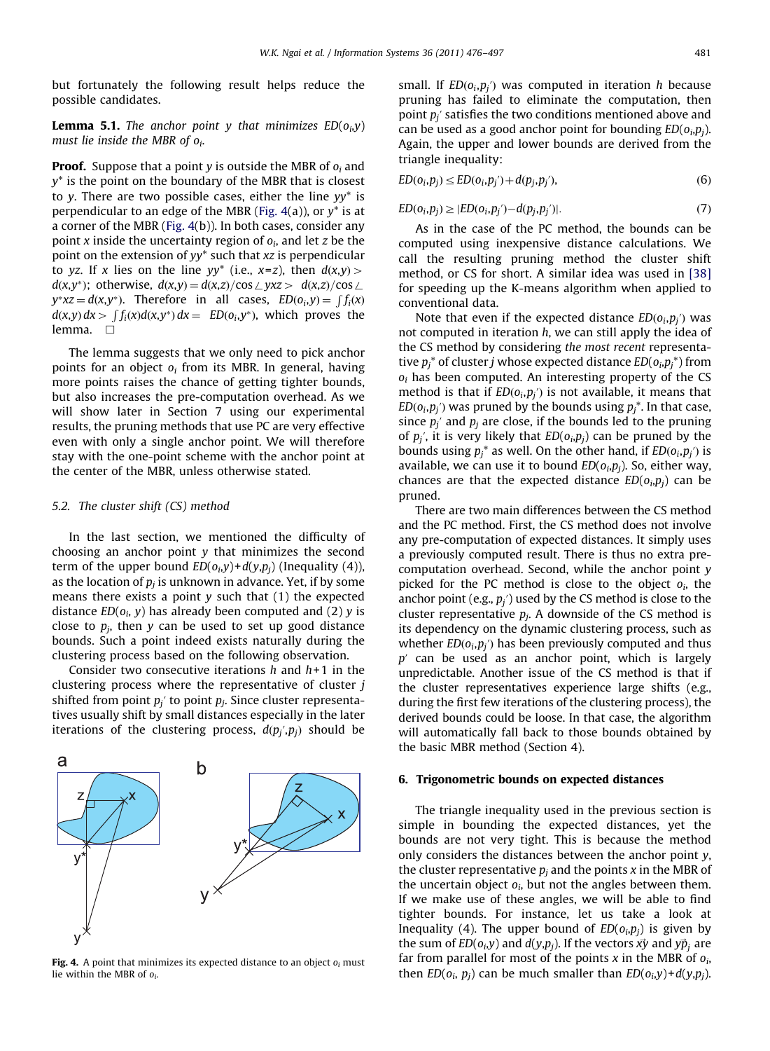but fortunately the following result helps reduce the possible candidates.

**Lemma 5.1.** *The anchor point $y$ that minimizes $ED(o_i,y)$ must lie inside the MBR of $o_i$.*

**Proof.** Suppose that a point $y$ is outside the MBR of $o_i$ and $y^*$ is the point on the boundary of the MBR that is closest to $y$. There are two possible cases, either the line $yy^*$ is perpendicular to an edge of the MBR (Fig. 4(a)), or $y^*$ is at a corner of the MBR (Fig. 4(b)). In both cases, consider any point $x$ inside the uncertainty region of $o_i$, and let $z$ be the point on the extension of $yy^*$ such that $xz$ is perpendicular to $yz$. If $x$ lies on the line $yy^*$ (i.e., $x=z$), then $d(x,y) > d(x,y^*)$; otherwise, $d(x,y) = d(x,z)/\cos\angle yxz > d(x,z)/\cos\angle y^*xz = d(x,y^*)$. Therefore in all cases, $ED(o_i,y) = \int f_i(x) d(x,y)\,dx > \int f_i(x) d(x,y^*)\,dx = ED(o_i,y^*)$, which proves the lemma. □

The lemma suggests that we only need to pick anchor points for an object $o_i$ from its MBR. In general, having more points raises the chance of getting tighter bounds, but also increases the pre-computation overhead. As we will show later in Section 7 using our experimental results, the pruning methods that use PC are very effective even with only a single anchor point. We will therefore stay with the one-point scheme with the anchor point at the center of the MBR, unless otherwise stated.

### 5.2. The cluster shift (CS) method

In the last section, we mentioned the difficulty of choosing an anchor point $y$ that minimizes the second term of the upper bound $ED(o_i,y)+d(y,p_j)$ (Inequality (4)), as the location of $p_j$ is unknown in advance. Yet, if by some means there exists a point $y$ such that (1) the expected distance $ED(o_i, y)$ has already been computed and (2) $y$ is close to $p_j$, then $y$ can be used to set up good distance bounds. Such a point indeed exists naturally during the clustering process based on the following observation.

Consider two consecutive iterations $h$ and $h+1$ in the clustering process where the representative of cluster $j$ shifted from point $p_j'$ to point $p_j$. Since cluster representatives usually shift by small distances especially in the later iterations of the clustering process, $d(p_j',p_j)$ should be small. If $ED(o_i,p_j')$ was computed in iteration $h$ because pruning has failed to eliminate the computation, then point $p_j'$ satisfies the two conditions mentioned above and can be used as a good anchor point for bounding $ED(o_i,p_j)$. Again, the upper and lower bounds are derived from the triangle inequality:

$$ED(o_i,p_j) \le ED(o_i,p_j') + d(p_j,p_j'), \tag{6}$$

$$ED(o_i,p_j) \ge |ED(o_i,p_j') - d(p_j,p_j')|. \tag{7}$$

As in the case of the PC method, the bounds can be computed using inexpensive distance calculations. We call the resulting pruning method the cluster shift method, or CS for short. A similar idea was used in [38] for speeding up the K-means algorithm when applied to conventional data.

Note that even if the expected distance $ED(o_i,p_j')$ was not computed in iteration $h$, we can still apply the idea of the CS method by considering *the most recent* representative $p_j^*$ of cluster $j$ whose expected distance $ED(o_i,p_j^*)$ from $o_i$ has been computed. An interesting property of the CS method is that if $ED(o_i,p_j')$ is not available, it means that $ED(o_i,p_j')$ was pruned by the bounds using $p_j^*$. In that case, since $p_j'$ and $p_j$ are close, if the bounds led to the pruning of $p_j'$, it is very likely that $ED(o_i,p_j)$ can be pruned by the bounds using $p_j^*$ as well. On the other hand, if $ED(o_i,p_j')$ is available, we can use it to bound $ED(o_i,p_j)$. So, either way, chances are that the expected distance $ED(o_i,p_j)$ can be pruned.

There are two main differences between the CS method and the PC method. First, the CS method does not involve any pre-computation of expected distances. It simply uses a previously computed result. There is thus no extra pre-computation overhead. Second, while the anchor point $y$ picked for the PC method is close to the object $o_i$, the anchor point (e.g., $p_j'$) used by the CS method is close to the cluster representative $p_j$. A downside of the CS method is its dependency on the dynamic clustering process, such as whether $ED(o_i,p_j')$ has been previously computed and thus $p'$ can be used as an anchor point, which is largely unpredictable. Another issue of the CS method is that if the cluster representatives experience large shifts (e.g., during the first few iterations of the clustering process), the derived bounds could be loose. In that case, the algorithm will automatically fall back to those bounds obtained by the basic MBR method (Section 4).

**Fig. 4.** A point that minimizes its expected distance to an object $o_i$ must lie within the MBR of $o_i$.

## 6. Trigonometric bounds on expected distances

The triangle inequality used in the previous section is simple in bounding the expected distances, yet the bounds are not very tight. This is because the method only considers the distances between the anchor point $y$, the cluster representative $p_j$ and the points $x$ in the MBR of $o_i$, but not the angles between them. If we make use of these angles, we will be able to find tighter bounds. For instance, let us take a look at Inequality (4). The upper bound of $ED(o_i,p_j)$ is given by the sum of $ED(o_i,y)$ and $d(y,p_j)$. If the vectors $\vec{xy}$ and $\vec{yp_j}$ are far from parallel for most of the points $x$ in the MBR of $o_i$, then $ED(o_i, p_j)$ can be much smaller than $ED(o_i,y)+d(y,p_j)$.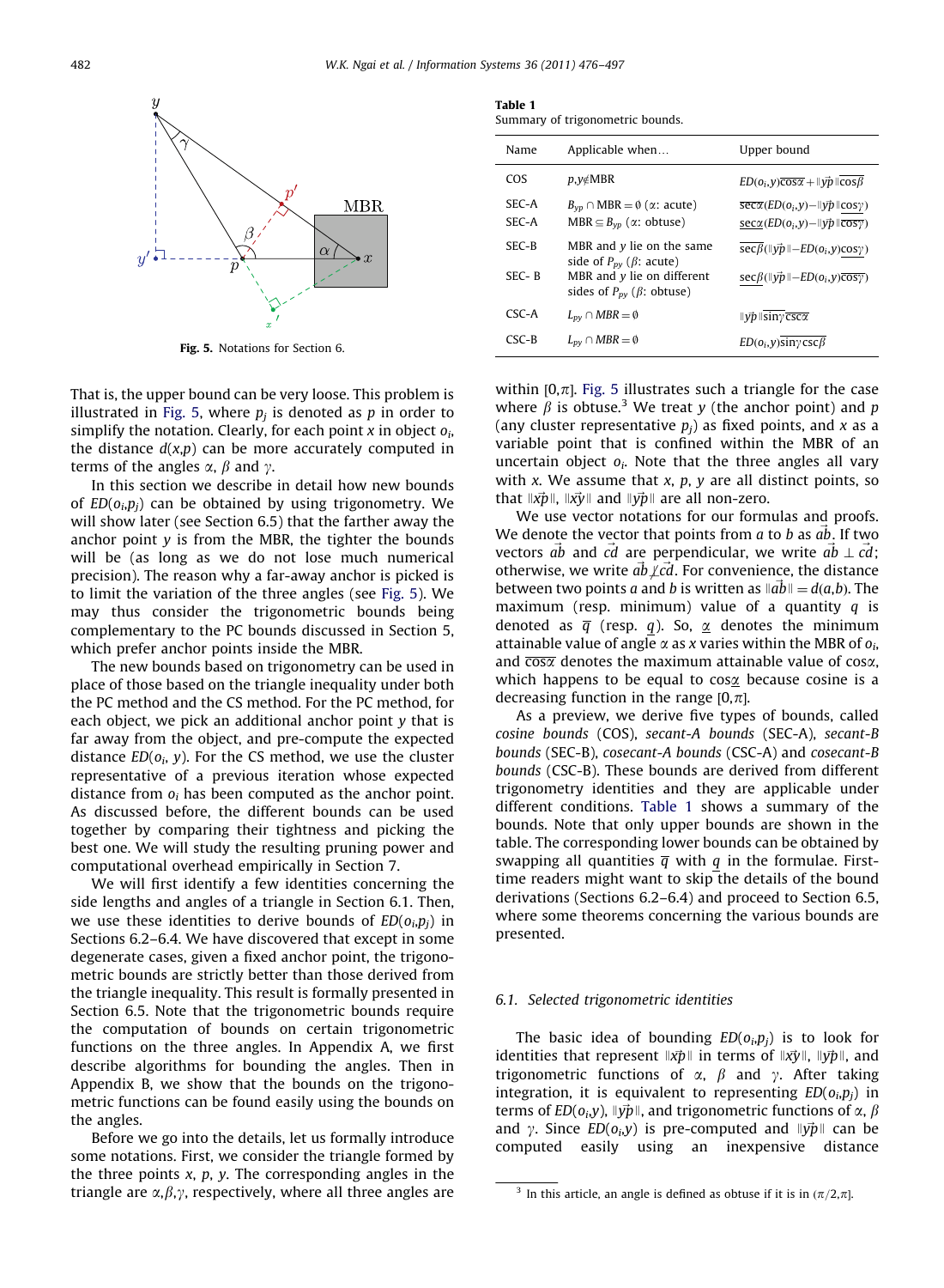Fig. 5. Notations for Section 6.

That is, the upper bound can be very loose. This problem is illustrated in Fig. 5, where $p_j$ is denoted as $p$ in order to simplify the notation. Clearly, for each point $x$ in object $o_i$, the distance $d(x,p)$ can be more accurately computed in terms of the angles $\alpha$, $\beta$ and $\gamma$.

In this section we describe in detail how new bounds of $ED(o_i,p_j)$ can be obtained by using trigonometry. We will show later (see Section 6.5) that the farther away the anchor point $y$ is from the MBR, the tighter the bounds will be (as long as we do not lose much numerical precision). The reason why a far-away anchor is picked is to limit the variation of the three angles (see Fig. 5). We may thus consider the trigonometric bounds being complementary to the PC bounds discussed in Section 5, which prefer anchor points inside the MBR.

The new bounds based on trigonometry can be used in place of those based on the triangle inequality under both the PC method and the CS method. For the PC method, for each object, we pick an additional anchor point $y$ that is far away from the object, and pre-compute the expected distance $ED(o_i, y)$. For the CS method, we use the cluster representative of a previous iteration whose expected distance from $o_i$ has been computed as the anchor point. As discussed before, the different bounds can be used together by comparing their tightness and picking the best one. We will study the resulting pruning power and computational overhead empirically in Section 7.

We will first identify a few identities concerning the side lengths and angles of a triangle in Section 6.1. Then, we use these identities to derive bounds of $ED(o_i,p_j)$ in Sections 6.2–6.4. We have discovered that except in some degenerate cases, given a fixed anchor point, the trigonometric bounds are strictly better than those derived from the triangle inequality. This result is formally presented in Section 6.5. Note that the trigonometric bounds require the computation of bounds on certain trigonometric functions on the three angles. In Appendix A, we first describe algorithms for bounding the angles. Then in Appendix B, we show that the bounds on the trigonometric functions can be found easily using the bounds on the angles.

Before we go into the details, let us formally introduce some notations. First, we consider the triangle formed by the three points $x$, $p$, $y$. The corresponding angles in the triangle are $\alpha,\beta,\gamma$, respectively, where all three angles are within $[0,\pi]$. Fig. 5 illustrates such a triangle for the case where $\beta$ is obtuse.[3] We treat $y$ (the anchor point) and $p$ (any cluster representative $p_j$) as fixed points, and $x$ as a variable point that is confined within the MBR of an uncertain object $o_i$. Note that the three angles all vary with $x$. We assume that $x$, $p$, $y$ are all distinct points, so that $\|\vec{xp}\|$, $\|\vec{xy}\|$ and $\|\vec{yp}\|$ are all non-zero.

We use vector notations for our formulas and proofs. We denote the vector that points from $a$ to $b$ as $\vec{ab}$. If two vectors $\vec{ab}$ and $\vec{cd}$ are perpendicular, we write $\vec{ab} \perp \vec{cd}$; otherwise, we write $\vec{ab} \not\perp \vec{cd}$. For convenience, the distance between two points $a$ and $b$ is written as $\|\vec{ab}\| = d(a,b)$. The maximum (resp. minimum) value of a quantity $q$ is denoted as $\overline{q}$ (resp. $\underline{q}$). So, $\underline{\alpha}$ denotes the minimum attainable value of angle $\alpha$ as $x$ varies within the MBR of $o_i$, and $\overline{\cos\alpha}$ denotes the maximum attainable value of $\cos\alpha$, which happens to be equal to $\cos\underline{\alpha}$ because cosine is a decreasing function in the range $[0,\pi]$.

As a preview, we derive five types of bounds, called *cosine bounds* (COS), *secant-A bounds* (SEC-A), *secant-B bounds* (SEC-B), *cosecant-A bounds* (CSC-A) and *cosecant-B bounds* (CSC-B). These bounds are derived from different trigonometry identities and they are applicable under different conditions. Table 1 shows a summary of the bounds. Note that only upper bounds are shown in the table. The corresponding lower bounds can be obtained by swapping all quantities $\overline{q}$ with $\underline{q}$ in the formulae. First-time readers might want to skip the details of the bound derivations (Sections 6.2–6.4) and proceed to Section 6.5, where some theorems concerning the various bounds are presented.

**Table 1**
Summary of trigonometric bounds.

| Name | Applicable when… | Upper bound |
|---|---|---|
| COS | $p,y \notin$ MBR | $ED(o_i,y)\overline{\cos\alpha} + \|\vec{yp}\|\overline{\cos\beta}$ |
| SEC-A | $B_{yp} \cap \text{MBR} = \emptyset$ ($\alpha$: acute) | $\overline{\sec\alpha}(ED(o_i,y) - \|\vec{yp}\|\underline{\cos\gamma})$ |
| SEC-A | $\text{MBR} \subseteq B_{yp}$ ($\alpha$: obtuse) | $\underline{\sec\alpha}(ED(o_i,y) - \|\vec{yp}\|\overline{\cos\gamma})$ |
| SEC-B | MBR and $y$ lie on the same side of $P_{py}$ ($\beta$: acute) | $\overline{\sec\beta}(\|\vec{yp}\| - ED(o_i,y)\underline{\cos\gamma})$ |
| SEC- B | MBR and $y$ lie on different sides of $P_{py}$ ($\beta$: obtuse) | $\underline{\sec\beta}(\|\vec{yp}\| - ED(o_i,y)\overline{\cos\gamma})$ |
| CSC-A | $L_{py} \cap MBR = \emptyset$ | $\|\vec{yp}\|\overline{\sin\gamma}\,\overline{\csc\alpha}$ |
| CSC-B | $L_{py} \cap MBR = \emptyset$ | $ED(o_i,y)\overline{\sin\gamma}\,\overline{\csc\beta}$ |

### 6.1. Selected trigonometric identities

The basic idea of bounding $ED(o_i,p_j)$ is to look for identities that represent $\|\vec{xp}\|$ in terms of $\|\vec{xy}\|$, $\|\vec{yp}\|$, and trigonometric functions of $\alpha$, $\beta$ and $\gamma$. After taking integration, it is equivalent to representing $ED(o_i,p_j)$ in terms of $ED(o_i,y)$, $\|\vec{yp}\|$, and trigonometric functions of $\alpha$, $\beta$ and $\gamma$. Since $ED(o_i,y)$ is pre-computed and $\|\vec{yp}\|$ can be computed easily using an inexpensive distance

[3] In this article, an angle is defined as obtuse if it is in $(\pi/2,\pi]$.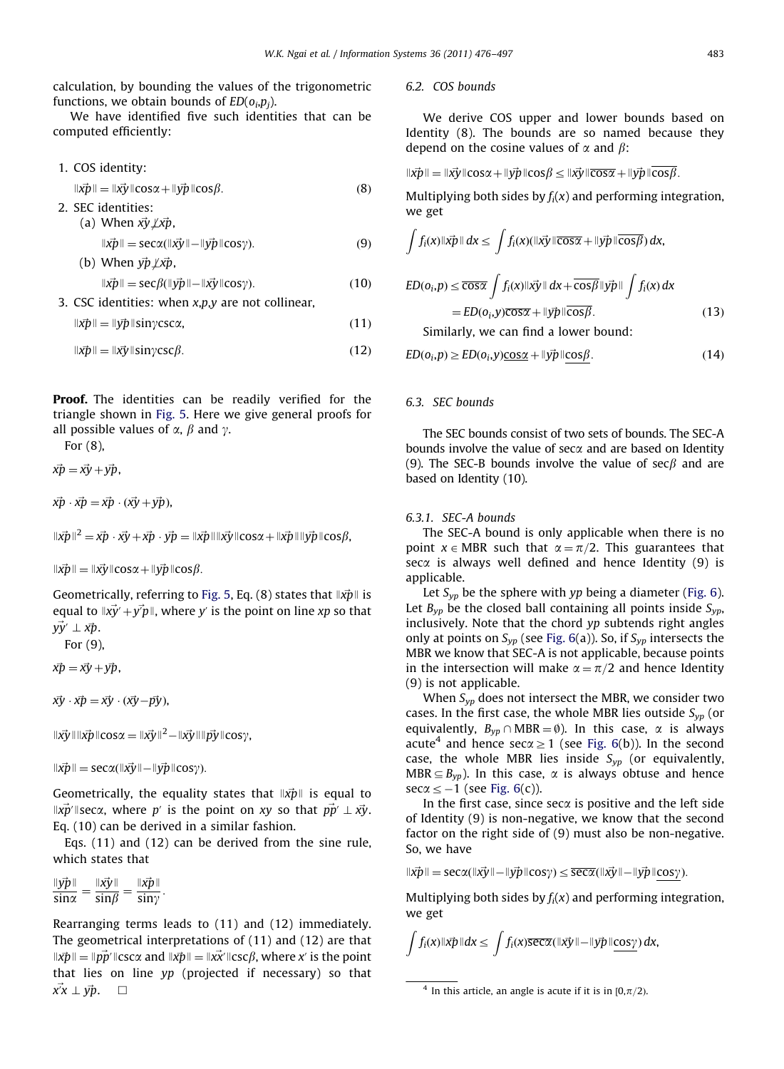calculation, by bounding the values of the trigonometric functions, we obtain bounds of $ED(o_i,p_j)$.

We have identified five such identities that can be computed efficiently:

1. COS identity:

$$\|\vec{xp}\| = \|\vec{xy}\|\cos\alpha + \|\vec{yp}\|\cos\beta. \tag{8}$$

2. SEC identities:

   (a) When $\vec{xy} \not\perp \vec{xp}$,

$$\|\vec{xp}\| = \sec\alpha(\|\vec{xy}\| - \|\vec{yp}\|\cos\gamma). \tag{9}$$

   (b) When $\vec{yp} \not\perp \vec{xp}$,

$$\|\vec{xp}\| = \sec\beta(\|\vec{yp}\| - \|\vec{xy}\|\cos\gamma). \tag{10}$$

3. CSC identities: when $x,p,y$ are not collinear,

$$\|\vec{xp}\| = \|\vec{yp}\|\sin\gamma\csc\alpha, \tag{11}$$

$$\|\vec{xp}\| = \|\vec{xy}\|\sin\gamma\csc\beta. \tag{12}$$

**Proof.** The identities can be readily verified for the triangle shown in Fig. 5. Here we give general proofs for all possible values of $\alpha$, $\beta$ and $\gamma$.

For (8),

$$\vec{xp} = \vec{xy} + \vec{yp},$$

$$\vec{xp} \cdot \vec{xp} = \vec{xp} \cdot (\vec{xy} + \vec{yp}),$$

$$\|\vec{xp}\|^2 = \vec{xp} \cdot \vec{xy} + \vec{xp} \cdot \vec{yp} = \|\vec{xp}\|\|\vec{xy}\|\cos\alpha + \|\vec{xp}\|\|\vec{yp}\|\cos\beta,$$

$$\|\vec{xp}\| = \|\vec{xy}\|\cos\alpha + \|\vec{yp}\|\cos\beta.$$

Geometrically, referring to Fig. 5, Eq. (8) states that $\|\vec{xp}\|$ is equal to $\|\vec{xy'} + \vec{y'p}\|$, where $y'$ is the point on line $xp$ so that $\vec{yy'} \perp \vec{xp}$.

For (9),

$$\vec{xp} = \vec{xy} + \vec{yp},$$

$$\vec{xy} \cdot \vec{xp} = \vec{xy} \cdot (\vec{xy} - \vec{py}),$$

$$\|\vec{xy}\|\|\vec{xp}\|\cos\alpha = \|\vec{xy}\|^2 - \|\vec{xy}\|\|\vec{py}\|\cos\gamma,$$

$$\|\vec{xp}\| = \sec\alpha(\|\vec{xy}\| - \|\vec{yp}\|\cos\gamma).$$

Geometrically, the equality states that $\|\vec{xp}\|$ is equal to $\|\vec{xp'}\|\sec\alpha$, where $p'$ is the point on $xy$ so that $\vec{pp'} \perp \vec{xy}$. Eq. (10) can be derived in a similar fashion.

Eqs. (11) and (12) can be derived from the sine rule, which states that

$$\frac{\|\vec{yp}\|}{\sin\alpha} = \frac{\|\vec{xy}\|}{\sin\beta} = \frac{\|\vec{xp}\|}{\sin\gamma}.$$

Rearranging terms leads to (11) and (12) immediately. The geometrical interpretations of (11) and (12) are that $\|\vec{xp}\| = \|\vec{pp'}\|\csc\alpha$ and $\|\vec{xp}\| = \|\vec{xx'}\|\csc\beta$, where $x'$ is the point that lies on line $yp$ (projected if necessary) so that $\vec{x'x} \perp \vec{yp}$. □

### 6.2. COS bounds

We derive COS upper and lower bounds based on Identity (8). The bounds are so named because they depend on the cosine values of $\alpha$ and $\beta$:

$$\|\vec{xp}\| = \|\vec{xy}\|\cos\alpha + \|\vec{yp}\|\cos\beta \le \|\vec{xy}\|\overline{\cos\alpha} + \|\vec{yp}\|\overline{\cos\beta}.$$

Multiplying both sides by $f_i(x)$ and performing integration, we get

$$\int f_i(x)\|\vec{xp}\|\,dx \le \int f_i(x)(\|\vec{xy}\|\overline{\cos\alpha} + \|\vec{yp}\|\overline{\cos\beta})\,dx,$$

$$\begin{aligned} ED(o_i,p) &\le \overline{\cos\alpha}\int f_i(x)\|\vec{xy}\|\,dx + \overline{\cos\beta}\|\vec{yp}\|\int f_i(x)\,dx \\ &= ED(o_i,y)\overline{\cos\alpha} + \|\vec{yp}\|\overline{\cos\beta}. \end{aligned} \tag{13}$$

Similarly, we can find a lower bound:

$$ED(o_i,p) \ge ED(o_i,y)\underline{\cos\alpha} + \|\vec{yp}\|\underline{\cos\beta}. \tag{14}$$

### 6.3. SEC bounds

The SEC bounds consist of two sets of bounds. The SEC-A bounds involve the value of $\sec\alpha$ and are based on Identity (9). The SEC-B bounds involve the value of $\sec\beta$ and are based on Identity (10).

#### 6.3.1. SEC-A bounds

The SEC-A bound is only applicable when there is no point $x \in$ MBR such that $\alpha = \pi/2$. This guarantees that $\sec\alpha$ is always well defined and hence Identity (9) is applicable.

Let $S_{yp}$ be the sphere with $yp$ being a diameter (Fig. 6). Let $B_{yp}$ be the closed ball containing all points inside $S_{yp}$, inclusively. Note that the chord $yp$ subtends right angles only at points on $S_{yp}$ (see Fig. 6(a)). So, if $S_{yp}$ intersects the MBR we know that SEC-A is not applicable, because points in the intersection will make $\alpha = \pi/2$ and hence Identity (9) is not applicable.

When $S_{yp}$ does not intersect the MBR, we consider two cases. In the first case, the whole MBR lies outside $S_{yp}$ (or equivalently, $B_{yp} \cap \text{MBR} = \emptyset$). In this case, $\alpha$ is always acute[4] and hence $\sec\alpha \ge 1$ (see Fig. 6(b)). In the second case, the whole MBR lies inside $S_{yp}$ (or equivalently, $\text{MBR} \subseteq B_{yp}$). In this case, $\alpha$ is always obtuse and hence $\sec\alpha \le -1$ (see Fig. 6(c)).

In the first case, since $\sec\alpha$ is positive and the left side of Identity (9) is non-negative, we know that the second factor on the right side of (9) must also be non-negative. So, we have

$$\|\vec{xp}\| = \sec\alpha(\|\vec{xy}\| - \|\vec{yp}\|\cos\gamma) \le \overline{\sec\alpha}(\|\vec{xy}\| - \|\vec{yp}\|\underline{\cos\gamma}).$$

Multiplying both sides by $f_i(x)$ and performing integration, we get

$$\int f_i(x)\|\vec{xp}\|dx \le \int f_i(x)\overline{\sec\alpha}(\|\vec{xy}\| - \|\vec{yp}\|\underline{\cos\gamma})\,dx,$$

[4] In this article, an angle is acute if it is in $[0,\pi/2)$.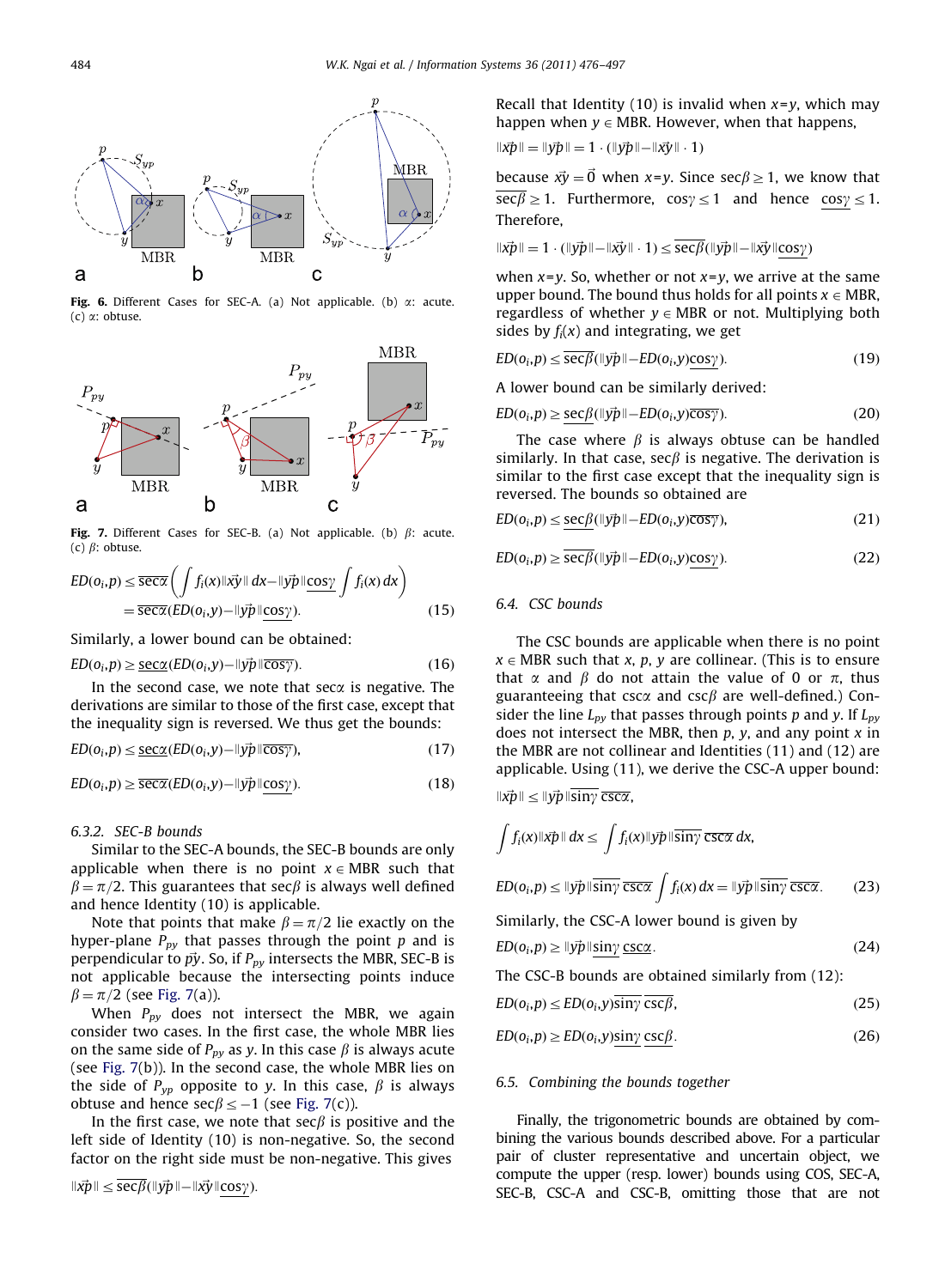Fig. 6. Different Cases for SEC-A. (a) Not applicable. (b) $\alpha$: acute. (c) $\alpha$: obtuse.

Fig. 7. Different Cases for SEC-B. (a) Not applicable. (b) $\beta$: acute. (c) $\beta$: obtuse.

$$ED(o_i,p) \le \overline{\sec\alpha}\left(\int f_i(x)\|\vec{xy}\|\,dx - \|\vec{yp}\|\underline{\cos\gamma}\int f_i(x)\,dx\right)$$
$$= \overline{\sec\alpha}(ED(o_i,y) - \|\vec{yp}\|\underline{\cos\gamma}). \tag{15}$$

Similarly, a lower bound can be obtained:

$$ED(o_i,p) \ge \underline{\sec\alpha}(ED(o_i,y) - \|\vec{yp}\|\overline{\cos\gamma}). \tag{16}$$

In the second case, we note that $\sec\alpha$ is negative. The derivations are similar to those of the first case, except that the inequality sign is reversed. We thus get the bounds:

$$ED(o_i,p) \le \underline{\sec\alpha}(ED(o_i,y) - \|\vec{yp}\|\overline{\cos\gamma}), \tag{17}$$

$$ED(o_i,p) \ge \overline{\sec\alpha}(ED(o_i,y) - \|\vec{yp}\|\underline{\cos\gamma}). \tag{18}$$

#### 6.3.2. SEC-B bounds

Similar to the SEC-A bounds, the SEC-B bounds are only applicable when there is no point $x \in$ MBR such that $\beta = \pi/2$. This guarantees that $\sec\beta$ is always well defined and hence Identity (10) is applicable.

Note that points that make $\beta = \pi/2$ lie exactly on the hyper-plane $P_{py}$ that passes through the point $p$ and is perpendicular to $\vec{py}$. So, if $P_{py}$ intersects the MBR, SEC-B is not applicable because the intersecting points induce $\beta = \pi/2$ (see Fig. 7(a)).

When $P_{py}$ does not intersect the MBR, we again consider two cases. In the first case, the whole MBR lies on the same side of $P_{py}$ as $y$. In this case $\beta$ is always acute (see Fig. 7(b)). In the second case, the whole MBR lies on the side of $P_{yp}$ opposite to $y$. In this case, $\beta$ is always obtuse and hence $\sec\beta \le -1$ (see Fig. 7(c)).

In the first case, we note that $\sec\beta$ is positive and the left side of Identity (10) is non-negative. So, the second factor on the right side must be non-negative. This gives

$$\|\vec{xp}\| \le \overline{\sec\beta}(\|\vec{yp}\| - \|\vec{xy}\|\underline{\cos\gamma}).$$

Recall that Identity (10) is invalid when $x=y$, which may happen when $y \in$ MBR. However, when that happens,

$$\|\vec{xp}\| = \|\vec{yp}\| = 1\cdot(\|\vec{yp}\| - \|\vec{xy}\|\cdot 1)$$

because $\vec{xy} = \vec{0}$ when $x=y$. Since $\sec\beta \ge 1$, we know that $\overline{\sec\beta} \ge 1$. Furthermore, $\cos\gamma \le 1$ and hence $\underline{\cos\gamma} \le 1$. Therefore,

$$\|\vec{xp}\| = 1\cdot(\|\vec{yp}\| - \|\vec{xy}\|\cdot 1) \le \overline{\sec\beta}(\|\vec{yp}\| - \|\vec{xy}\|\underline{\cos\gamma})$$

when $x=y$. So, whether or not $x=y$, we arrive at the same upper bound. The bound thus holds for all points $x \in$ MBR, regardless of whether $y \in$ MBR or not. Multiplying both sides by $f_i(x)$ and integrating, we get

$$ED(o_i,p) \le \overline{\sec\beta}(\|\vec{yp}\| - ED(o_i,y)\underline{\cos\gamma}). \tag{19}$$

A lower bound can be similarly derived:

$$ED(o_i,p) \ge \underline{\sec\beta}(\|\vec{yp}\| - ED(o_i,y)\overline{\cos\gamma}). \tag{20}$$

The case where $\beta$ is always obtuse can be handled similarly. In that case, $\sec\beta$ is negative. The derivation is similar to the first case except that the inequality sign is reversed. The bounds so obtained are

$$ED(o_i,p) \le \underline{\sec\beta}(\|\vec{yp}\| - ED(o_i,y)\overline{\cos\gamma}), \tag{21}$$

$$ED(o_i,p) \ge \overline{\sec\beta}(\|\vec{yp}\| - ED(o_i,y)\underline{\cos\gamma}). \tag{22}$$

### 6.4. CSC bounds

The CSC bounds are applicable when there is no point $x \in$ MBR such that $x$, $p$, $y$ are collinear. (This is to ensure that $\alpha$ and $\beta$ do not attain the value of 0 or $\pi$, thus guaranteeing that $\csc\alpha$ and $\csc\beta$ are well-defined.) Consider the line $L_{py}$ that passes through points $p$ and $y$. If $L_{py}$ does not intersect the MBR, then $p$, $y$, and any point $x$ in the MBR are not collinear and Identities (11) and (12) are applicable. Using (11), we derive the CSC-A upper bound:

$$\|\vec{xp}\| \le \|\vec{yp}\|\overline{\sin\gamma}\,\overline{\csc\alpha},$$

$$\int f_i(x)\|\vec{xp}\|\,dx \le \int f_i(x)\|\vec{yp}\|\overline{\sin\gamma}\,\overline{\csc\alpha}\,dx,$$

$$ED(o_i,p) \le \|\vec{yp}\|\overline{\sin\gamma}\,\overline{\csc\alpha}\int f_i(x)\,dx = \|\vec{yp}\|\overline{\sin\gamma}\,\overline{\csc\alpha}. \tag{23}$$

Similarly, the CSC-A lower bound is given by

$$ED(o_i,p) \ge \|\vec{yp}\|\underline{\sin\gamma}\,\underline{\csc\alpha}. \tag{24}$$

The CSC-B bounds are obtained similarly from (12):

$$ED(o_i,p) \le ED(o_i,y)\overline{\sin\gamma}\,\overline{\csc\beta}, \tag{25}$$

$$ED(o_i,p) \ge ED(o_i,y)\underline{\sin\gamma}\,\underline{\csc\beta}. \tag{26}$$

### 6.5. Combining the bounds together

Finally, the trigonometric bounds are obtained by combining the various bounds described above. For a particular pair of cluster representative and uncertain object, we compute the upper (resp. lower) bounds using COS, SEC-A, SEC-B, CSC-A and CSC-B, omitting those that are not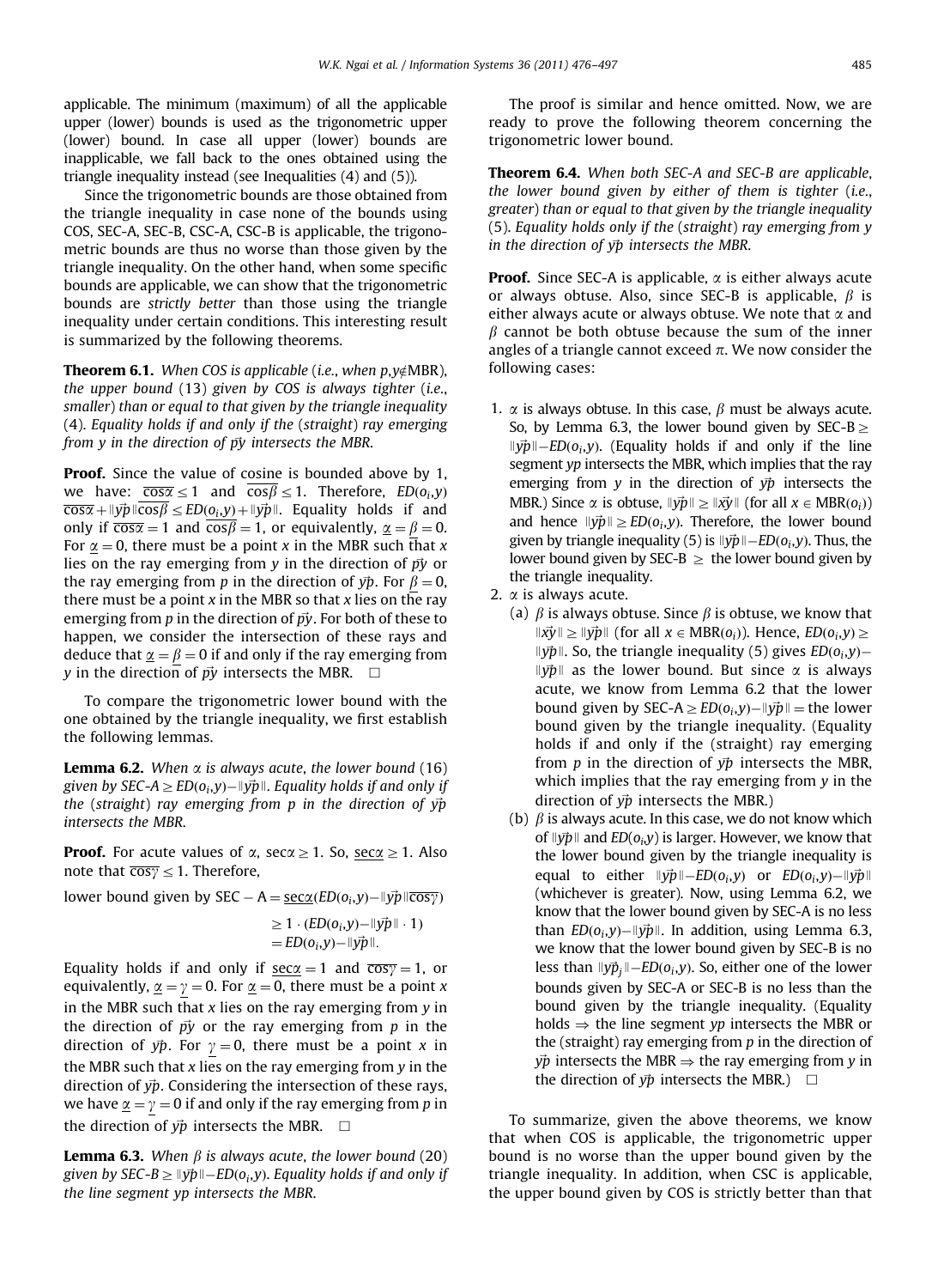applicable. The minimum (maximum) of all the applicable upper (lower) bounds is used as the trigonometric upper (lower) bound. In case all upper (lower) bounds are inapplicable, we fall back to the ones obtained using the triangle inequality instead (see Inequalities (4) and (5)).

Since the trigonometric bounds are those obtained from the triangle inequality in case none of the bounds using COS, SEC-A, SEC-B, CSC-A, CSC-B is applicable, the trigonometric bounds are thus no worse than those given by the triangle inequality. On the other hand, when some specific bounds are applicable, we can show that the trigonometric bounds are *strictly better* than those using the triangle inequality under certain conditions. This interesting result is summarized by the following theorems.

**Theorem 6.1.** *When COS is applicable (i.e., when $p,y \notin$ MBR), the upper bound (13) given by COS is always tighter (i.e., smaller) than or equal to that given by the triangle inequality (4). Equality holds if and only if the (straight) ray emerging from y in the direction of $\vec{py}$ intersects the MBR.*

**Proof.** Since the value of cosine is bounded above by 1, we have: $\overline{\cos\alpha} \leq 1$ and $\overline{\cos\beta} \leq 1$. Therefore, $ED(o_i,y)\overline{\cos\alpha} + \|\vec{yp}\|\overline{\cos\beta} \leq ED(o_i,y) + \|\vec{yp}\|$. Equality holds if and only if $\overline{\cos\alpha} = 1$ and $\overline{\cos\beta} = 1$, or equivalently, $\underline{\alpha} = \underline{\beta} = 0$. For $\underline{\alpha} = 0$, there must be a point $x$ in the MBR such that $x$ lies on the ray emerging from $y$ in the direction of $\vec{py}$ or the ray emerging from $p$ in the direction of $\vec{yp}$. For $\underline{\beta} = 0$, there must be a point $x$ in the MBR so that $x$ lies on the ray emerging from $p$ in the direction of $\vec{py}$. For both of these to happen, we consider the intersection of these rays and deduce that $\underline{\alpha} = \underline{\beta} = 0$ if and only if the ray emerging from $y$ in the direction of $\vec{py}$ intersects the MBR. $\square$

To compare the trigonometric lower bound with the one obtained by the triangle inequality, we first establish the following lemmas.

**Lemma 6.2.** *When $\alpha$ is always acute, the lower bound (16) given by SEC-A $\geq ED(o_i,y) - \|\vec{yp}\|$. Equality holds if and only if the (straight) ray emerging from p in the direction of $\vec{yp}$ intersects the MBR.*

**Proof.** For acute values of $\alpha$, $\sec\alpha \geq 1$. So, $\underline{\sec\alpha} \geq 1$. Also note that $\overline{\cos\gamma} \leq 1$. Therefore,

$$\text{lower bound given by SEC} - \text{A} = \underline{\sec\alpha}(ED(o_i,y) - \|\vec{yp}\|\overline{\cos\gamma})$$

$$\geq 1 \cdot (ED(o_i,y) - \|\vec{yp}\| \cdot 1)$$

$$= ED(o_i,y) - \|\vec{yp}\|.$$

Equality holds if and only if $\underline{\sec\alpha} = 1$ and $\overline{\cos\gamma} = 1$, or equivalently, $\underline{\alpha} = \underline{\gamma} = 0$. For $\underline{\alpha} = 0$, there must be a point $x$ in the MBR such that $x$ lies on the ray emerging from $y$ in the direction of $\vec{py}$ or the ray emerging from $p$ in the direction of $\vec{yp}$. For $\underline{\gamma} = 0$, there must be a point $x$ in the MBR such that $x$ lies on the ray emerging from $y$ in the direction of $\vec{yp}$. Considering the intersection of these rays, we have $\underline{\alpha} = \underline{\gamma} = 0$ if and only if the ray emerging from $p$ in the direction of $\vec{yp}$ intersects the MBR. $\square$

**Lemma 6.3.** *When $\beta$ is always acute, the lower bound (20) given by SEC-B $\geq \|\vec{yp}\| - ED(o_i,y)$. Equality holds if and only if the line segment yp intersects the MBR.*

The proof is similar and hence omitted. Now, we are ready to prove the following theorem concerning the trigonometric lower bound.

**Theorem 6.4.** *When both SEC-A and SEC-B are applicable, the lower bound given by either of them is tighter (i.e., greater) than or equal to that given by the triangle inequality (5). Equality holds only if the (straight) ray emerging from y in the direction of $\vec{yp}$ intersects the MBR.*

**Proof.** Since SEC-A is applicable, $\alpha$ is either always acute or always obtuse. Also, since SEC-B is applicable, $\beta$ is either always acute or always obtuse. We note that $\alpha$ and $\beta$ cannot be both obtuse because the sum of the inner angles of a triangle cannot exceed $\pi$. We now consider the following cases:

1. $\alpha$ is always obtuse. In this case, $\beta$ must be always acute. So, by Lemma 6.3, the lower bound given by SEC-B $\geq \|\vec{yp}\| - ED(o_i,y)$. (Equality holds if and only if the line segment $yp$ intersects the MBR, which implies that the ray emerging from $y$ in the direction of $\vec{yp}$ intersects the MBR.) Since $\alpha$ is obtuse, $\|\vec{yp}\| \geq \|\vec{xy}\|$ (for all $x \in \text{MBR}(o_i)$) and hence $\|\vec{yp}\| \geq ED(o_i,y)$. Therefore, the lower bound given by triangle inequality (5) is $\|\vec{yp}\| - ED(o_i,y)$. Thus, the lower bound given by SEC-B $\geq$ the lower bound given by the triangle inequality.
2. $\alpha$ is always acute.
   (a) $\beta$ is always obtuse. Since $\beta$ is obtuse, we know that $\|\vec{xy}\| \geq \|\vec{yp}\|$ (for all $x \in \text{MBR}(o_i)$). Hence, $ED(o_i,y) \geq \|\vec{yp}\|$. So, the triangle inequality (5) gives $ED(o_i,y) - \|\vec{yp}\|$ as the lower bound. But since $\alpha$ is always acute, we know from Lemma 6.2 that the lower bound given by SEC-A $\geq ED(o_i,y) - \|\vec{yp}\| =$ the lower bound given by the triangle inequality. (Equality holds if and only if the (straight) ray emerging from $p$ in the direction of $\vec{yp}$ intersects the MBR, which implies that the ray emerging from $y$ in the direction of $\vec{yp}$ intersects the MBR.)
   (b) $\beta$ is always acute. In this case, we do not know which of $\|\vec{yp}\|$ and $ED(o_i,y)$ is larger. However, we know that the lower bound given by the triangle inequality is equal to either $\|\vec{yp}\| - ED(o_i,y)$ or $ED(o_i,y) - \|\vec{yp}\|$ (whichever is greater). Now, using Lemma 6.2, we know that the lower bound given by SEC-A is no less than $ED(o_i,y) - \|\vec{yp}\|$. In addition, using Lemma 6.3, we know that the lower bound given by SEC-B is no less than $\|\vec{yp}_j\| - ED(o_i,y)$. So, either one of the lower bounds given by SEC-A or SEC-B is no less than the bound given by the triangle inequality. (Equality holds $\Rightarrow$ the line segment $yp$ intersects the MBR or the (straight) ray emerging from $p$ in the direction of $\vec{yp}$ intersects the MBR $\Rightarrow$ the ray emerging from $y$ in the direction of $\vec{yp}$ intersects the MBR.) $\square$

To summarize, given the above theorems, we know that when COS is applicable, the trigonometric upper bound is no worse than the upper bound given by the triangle inequality. In addition, when CSC is applicable, the upper bound given by COS is strictly better than that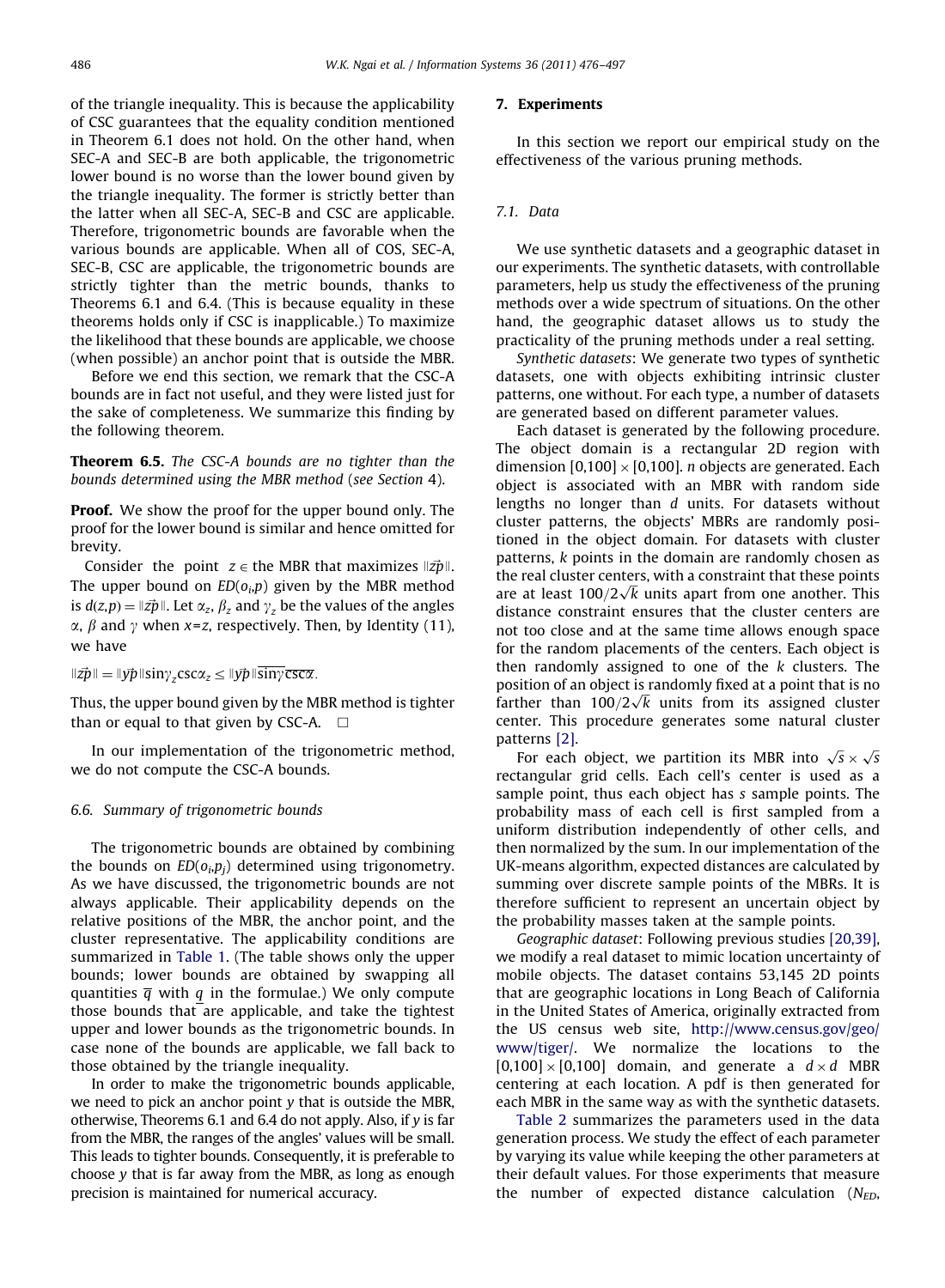of the triangle inequality. This is because the applicability of CSC guarantees that the equality condition mentioned in Theorem 6.1 does not hold. On the other hand, when SEC-A and SEC-B are both applicable, the trigonometric lower bound is no worse than the lower bound given by the triangle inequality. The former is strictly better than the latter when all SEC-A, SEC-B and CSC are applicable. Therefore, trigonometric bounds are favorable when the various bounds are applicable. When all of COS, SEC-A, SEC-B, CSC are applicable, the trigonometric bounds are strictly tighter than the metric bounds, thanks to Theorems 6.1 and 6.4. (This is because equality in these theorems holds only if CSC is inapplicable.) To maximize the likelihood that these bounds are applicable, we choose (when possible) an anchor point that is outside the MBR.

Before we end this section, we remark that the CSC-A bounds are in fact not useful, and they were listed just for the sake of completeness. We summarize this finding by the following theorem.

**Theorem 6.5.** *The CSC-A bounds are no tighter than the bounds determined using the MBR method (see Section 4).*

**Proof.** We show the proof for the upper bound only. The proof for the lower bound is similar and hence omitted for brevity.

Consider the point $z \in$ the MBR that maximizes $\|\vec{zp}\|$. The upper bound on $ED(o_i,p)$ given by the MBR method is $d(z,p) = \|\vec{zp}\|$. Let $\alpha_z$, $\beta_z$ and $\gamma_z$ be the values of the angles $\alpha$, $\beta$ and $\gamma$ when $x=z$, respectively. Then, by Identity (11), we have

$$\|\vec{zp}\| = \|\vec{yp}\| \sin\gamma_z \csc\alpha_z \leq \|\vec{yp}\| \overline{\sin\gamma}\,\overline{\csc\alpha}.$$

Thus, the upper bound given by the MBR method is tighter than or equal to that given by CSC-A. □

In our implementation of the trigonometric method, we do not compute the CSC-A bounds.

### 6.6. Summary of trigonometric bounds

The trigonometric bounds are obtained by combining the bounds on $ED(o_i,p_j)$ determined using trigonometry. As we have discussed, the trigonometric bounds are not always applicable. Their applicability depends on the relative positions of the MBR, the anchor point, and the cluster representative. The applicability conditions are summarized in Table 1. (The table shows only the upper bounds; lower bounds are obtained by swapping all quantities $\overline{q}$ with $\underline{q}$ in the formulae.) We only compute those bounds that are applicable, and take the tightest upper and lower bounds as the trigonometric bounds. In case none of the bounds are applicable, we fall back to those obtained by the triangle inequality.

In order to make the trigonometric bounds applicable, we need to pick an anchor point $y$ that is outside the MBR, otherwise, Theorems 6.1 and 6.4 do not apply. Also, if $y$ is far from the MBR, the ranges of the angles' values will be small. This leads to tighter bounds. Consequently, it is preferable to choose $y$ that is far away from the MBR, as long as enough precision is maintained for numerical accuracy.

## 7. Experiments

In this section we report our empirical study on the effectiveness of the various pruning methods.

### 7.1. Data

We use synthetic datasets and a geographic dataset in our experiments. The synthetic datasets, with controllable parameters, help us study the effectiveness of the pruning methods over a wide spectrum of situations. On the other hand, the geographic dataset allows us to study the practicality of the pruning methods under a real setting.

*Synthetic datasets*: We generate two types of synthetic datasets, one with objects exhibiting intrinsic cluster patterns, one without. For each type, a number of datasets are generated based on different parameter values.

Each dataset is generated by the following procedure. The object domain is a rectangular 2D region with dimension $[0,100] \times [0,100]$. $n$ objects are generated. Each object is associated with an MBR with random side lengths no longer than $d$ units. For datasets without cluster patterns, the objects' MBRs are randomly positioned in the object domain. For datasets with cluster patterns, $k$ points in the domain are randomly chosen as the real cluster centers, with a constraint that these points are at least $100/2\sqrt{k}$ units apart from one another. This distance constraint ensures that the cluster centers are not too close and at the same time allows enough space for the random placements of the centers. Each object is then randomly assigned to one of the $k$ clusters. The position of an object is randomly fixed at a point that is no farther than $100/2\sqrt{k}$ units from its assigned cluster center. This procedure generates some natural cluster patterns [2].

For each object, we partition its MBR into $\sqrt{s} \times \sqrt{s}$ rectangular grid cells. Each cell's center is used as a sample point, thus each object has $s$ sample points. The probability mass of each cell is first sampled from a uniform distribution independently of other cells, and then normalized by the sum. In our implementation of the UK-means algorithm, expected distances are calculated by summing over discrete sample points of the MBRs. It is therefore sufficient to represent an uncertain object by the probability masses taken at the sample points.

*Geographic dataset*: Following previous studies [20,39], we modify a real dataset to mimic location uncertainty of mobile objects. The dataset contains 53,145 2D points that are geographic locations in Long Beach of California in the United States of America, originally extracted from the US census web site, http://www.census.gov/geo/www/tiger/. We normalize the locations to the $[0,100] \times [0,100]$ domain, and generate a $d \times d$ MBR centering at each location. A pdf is then generated for each MBR in the same way as with the synthetic datasets.

Table 2 summarizes the parameters used in the data generation process. We study the effect of each parameter by varying its value while keeping the other parameters at their default values. For those experiments that measure the number of expected distance calculation ($N_{ED}$,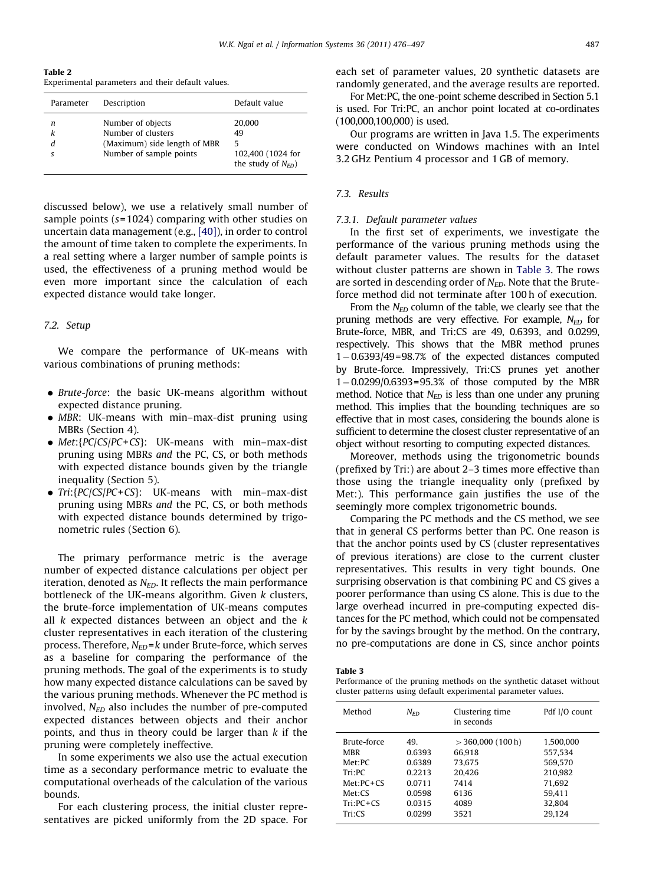**Table 2**
Experimental parameters and their default values.

| Parameter | Description | Default value |
|---|---|---|
| $n$ | Number of objects | 20,000 |
| $k$ | Number of clusters | 49 |
| $d$ | (Maximum) side length of MBR | 5 |
| $s$ | Number of sample points | 102,400 (1024 for the study of $N_{ED}$) |

discussed below), we use a relatively small number of sample points ($s$=1024) comparing with other studies on uncertain data management (e.g., [40]), in order to control the amount of time taken to complete the experiments. In a real setting where a larger number of sample points is used, the effectiveness of a pruning method would be even more important since the calculation of each expected distance would take longer.

### 7.2. Setup

We compare the performance of UK-means with various combinations of pruning methods:

- *Brute-force*: the basic UK-means algorithm without expected distance pruning.
- *MBR*: UK-means with min–max-dist pruning using MBRs (Section 4).
- *Met*:{*PC*/*CS*/*PC+CS*}: UK-means with min–max-dist pruning using MBRs *and* the PC, CS, or both methods with expected distance bounds given by the triangle inequality (Section 5).
- *Tri*:{*PC*/*CS*/*PC+CS*}: UK-means with min–max-dist pruning using MBRs *and* the PC, CS, or both methods with expected distance bounds determined by trigonometric rules (Section 6).

The primary performance metric is the average number of expected distance calculations per object per iteration, denoted as $N_{ED}$. It reflects the main performance bottleneck of the UK-means algorithm. Given $k$ clusters, the brute-force implementation of UK-means computes all $k$ expected distances between an object and the $k$ cluster representatives in each iteration of the clustering process. Therefore, $N_{ED}=k$ under Brute-force, which serves as a baseline for comparing the performance of the pruning methods. The goal of the experiments is to study how many expected distance calculations can be saved by the various pruning methods. Whenever the PC method is involved, $N_{ED}$ also includes the number of pre-computed expected distances between objects and their anchor points, and thus in theory could be larger than $k$ if the pruning were completely ineffective.

In some experiments we also use the actual execution time as a secondary performance metric to evaluate the computational overheads of the calculation of the various bounds.

For each clustering process, the initial cluster representatives are picked uniformly from the 2D space. For each set of parameter values, 20 synthetic datasets are randomly generated, and the average results are reported.

For Met:PC, the one-point scheme described in Section 5.1 is used. For Tri:PC, an anchor point located at co-ordinates (100,000,100,000) is used.

Our programs are written in Java 1.5. The experiments were conducted on Windows machines with an Intel 3.2 GHz Pentium 4 processor and 1 GB of memory.

### 7.3. Results

#### 7.3.1. Default parameter values

In the first set of experiments, we investigate the performance of the various pruning methods using the default parameter values. The results for the dataset without cluster patterns are shown in Table 3. The rows are sorted in descending order of $N_{ED}$. Note that the Brute-force method did not terminate after 100 h of execution.

From the $N_{ED}$ column of the table, we clearly see that the pruning methods are very effective. For example, $N_{ED}$ for Brute-force, MBR, and Tri:CS are 49, 0.6393, and 0.0299, respectively. This shows that the MBR method prunes $1-0.6393/49$=98.7% of the expected distances computed by Brute-force. Impressively, Tri:CS prunes yet another $1-0.0299/0.6393$=95.3% of those computed by the MBR method. Notice that $N_{ED}$ is less than one under any pruning method. This implies that the bounding techniques are so effective that in most cases, considering the bounds alone is sufficient to determine the closest cluster representative of an object without resorting to computing expected distances.

Moreover, methods using the trigonometric bounds (prefixed by Tri:) are about 2–3 times more effective than those using the triangle inequality only (prefixed by Met:). This performance gain justifies the use of the seemingly more complex trigonometric bounds.

Comparing the PC methods and the CS method, we see that in general CS performs better than PC. One reason is that the anchor points used by CS (cluster representatives of previous iterations) are close to the current cluster representatives. This results in very tight bounds. One surprising observation is that combining PC and CS gives a poorer performance than using CS alone. This is due to the large overhead incurred in pre-computing expected distances for the PC method, which could not be compensated for by the savings brought by the method. On the contrary, no pre-computations are done in CS, since anchor points

**Table 3**
Performance of the pruning methods on the synthetic dataset without cluster patterns using default experimental parameter values.

| Method | $N_{ED}$ | Clustering time in seconds | Pdf I/O count |
|---|---|---|---|
| Brute-force | 49. | >360,000 (100 h) | 1,500,000 |
| MBR | 0.6393 | 66,918 | 557,534 |
| Met:PC | 0.6389 | 73,675 | 569,570 |
| Tri:PC | 0.2213 | 20,426 | 210,982 |
| Met:PC+CS | 0.0711 | 7414 | 71,692 |
| Met:CS | 0.0598 | 6136 | 59,411 |
| Tri:PC+CS | 0.0315 | 4089 | 32,804 |
| Tri:CS | 0.0299 | 3521 | 29,124 |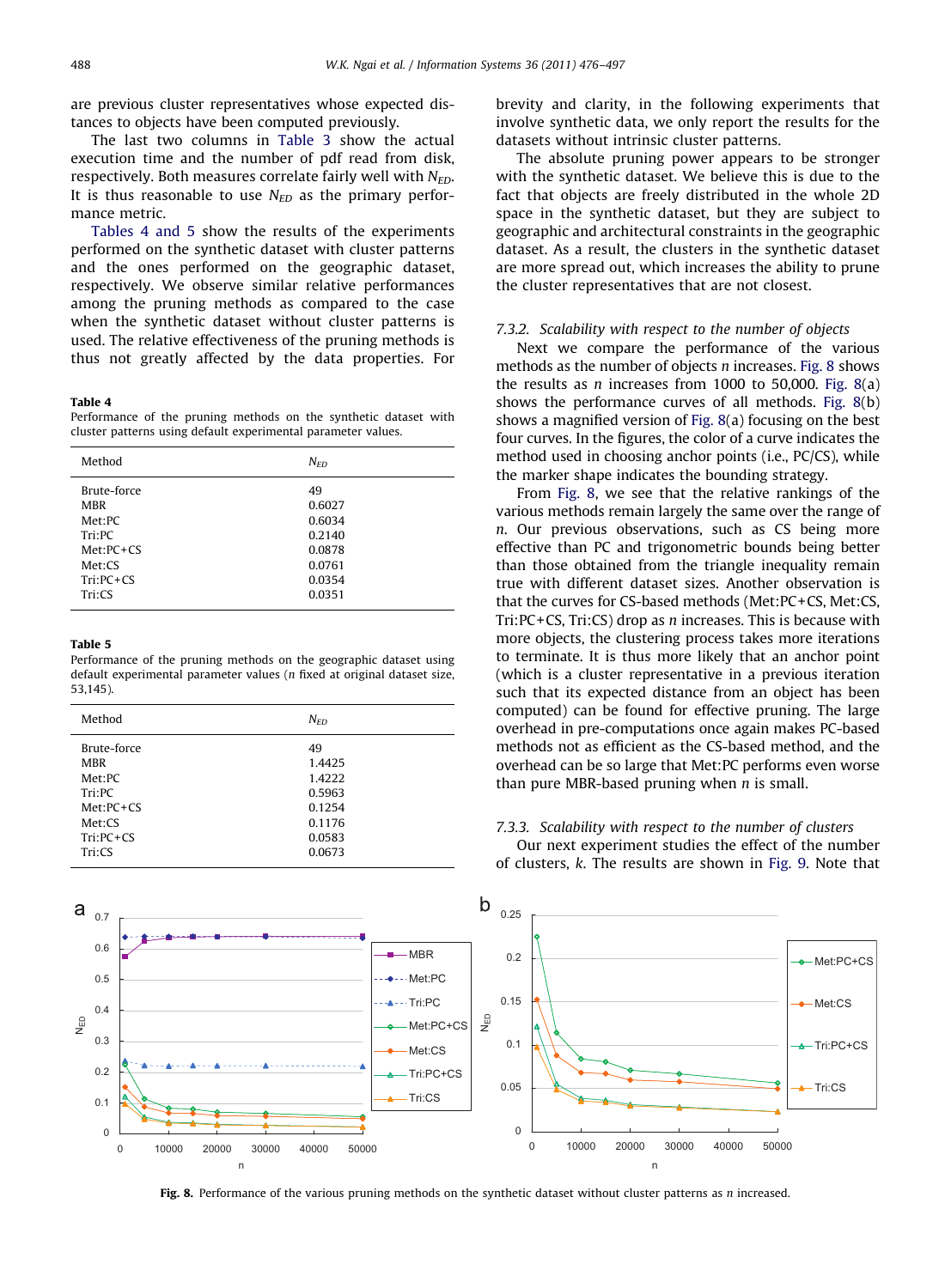are previous cluster representatives whose expected distances to objects have been computed previously.

The last two columns in Table 3 show the actual execution time and the number of pdf read from disk, respectively. Both measures correlate fairly well with $N_{ED}$. It is thus reasonable to use $N_{ED}$ as the primary performance metric.

Tables 4 and 5 show the results of the experiments performed on the synthetic dataset with cluster patterns and the ones performed on the geographic dataset, respectively. We observe similar relative performances among the pruning methods as compared to the case when the synthetic dataset without cluster patterns is used. The relative effectiveness of the pruning methods is thus not greatly affected by the data properties. For brevity and clarity, in the following experiments that involve synthetic data, we only report the results for the datasets without intrinsic cluster patterns.

**Table 4**
Performance of the pruning methods on the synthetic dataset with cluster patterns using default experimental parameter values.

| Method | $N_{ED}$ |
|---|---|
| Brute-force | 49 |
| MBR | 0.6027 |
| Met:PC | 0.6034 |
| Tri:PC | 0.2140 |
| Met:PC+CS | 0.0878 |
| Met:CS | 0.0761 |
| Tri:PC+CS | 0.0354 |
| Tri:CS | 0.0351 |

**Table 5**
Performance of the pruning methods on the geographic dataset using default experimental parameter values ($n$ fixed at original dataset size, 53,145).

| Method | $N_{ED}$ |
|---|---|
| Brute-force | 49 |
| MBR | 1.4425 |
| Met:PC | 1.4222 |
| Tri:PC | 0.5963 |
| Met:PC+CS | 0.1254 |
| Met:CS | 0.1176 |
| Tri:PC+CS | 0.0583 |
| Tri:CS | 0.0673 |

The absolute pruning power appears to be stronger with the synthetic dataset. We believe this is due to the fact that objects are freely distributed in the whole 2D space in the synthetic dataset, but they are subject to geographic and architectural constraints in the geographic dataset. As a result, the clusters in the synthetic dataset are more spread out, which increases the ability to prune the cluster representatives that are not closest.

### 7.3.2. Scalability with respect to the number of objects

Next we compare the performance of the various methods as the number of objects $n$ increases. Fig. 8 shows the results as $n$ increases from 1000 to 50,000. Fig. 8(a) shows the performance curves of all methods. Fig. 8(b) shows a magnified version of Fig. 8(a) focusing on the best four curves. In the figures, the color of a curve indicates the method used in choosing anchor points (i.e., PC/CS), while the marker shape indicates the bounding strategy.

From Fig. 8, we see that the relative rankings of the various methods remain largely the same over the range of $n$. Our previous observations, such as CS being more effective than PC and trigonometric bounds being better than those obtained from the triangle inequality remain true with different dataset sizes. Another observation is that the curves for CS-based methods (Met:PC+CS, Met:CS, Tri:PC+CS, Tri:CS) drop as $n$ increases. This is because with more objects, the clustering process takes more iterations to terminate. It is thus more likely that an anchor point (which is a cluster representative in a previous iteration such that its expected distance from an object has been computed) can be found for effective pruning. The large overhead in pre-computations once again makes PC-based methods not as efficient as the CS-based method, and the overhead can be so large that Met:PC performs even worse than pure MBR-based pruning when $n$ is small.

### 7.3.3. Scalability with respect to the number of clusters

Our next experiment studies the effect of the number of clusters, $k$. The results are shown in Fig. 9. Note that

**Fig. 8.** Performance of the various pruning methods on the synthetic dataset without cluster patterns as $n$ increased.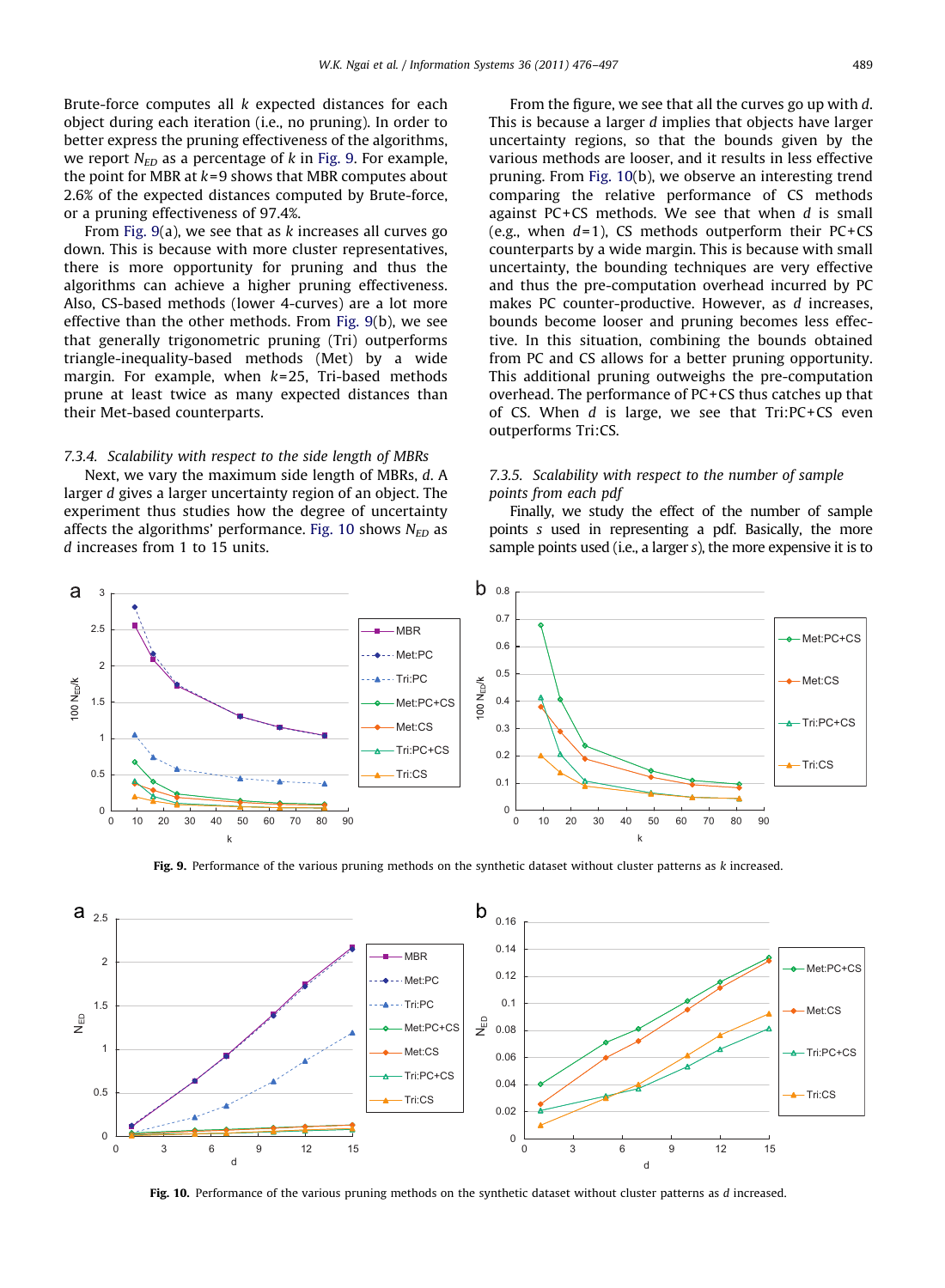Brute-force computes all $k$ expected distances for each object during each iteration (i.e., no pruning). In order to better express the pruning effectiveness of the algorithms, we report $N_{ED}$ as a percentage of $k$ in Fig. 9. For example, the point for MBR at $k$=9 shows that MBR computes about 2.6% of the expected distances computed by Brute-force, or a pruning effectiveness of 97.4%.

From Fig. 9(a), we see that as $k$ increases all curves go down. This is because with more cluster representatives, there is more opportunity for pruning and thus the algorithms can achieve a higher pruning effectiveness. Also, CS-based methods (lower 4-curves) are a lot more effective than the other methods. From Fig. 9(b), we see that generally trigonometric pruning (Tri) outperforms triangle-inequality-based methods (Met) by a wide margin. For example, when $k$=25, Tri-based methods prune at least twice as many expected distances than their Met-based counterparts.

#### 7.3.4. Scalability with respect to the side length of MBRs

Next, we vary the maximum side length of MBRs, $d$. A larger $d$ gives a larger uncertainty region of an object. The experiment thus studies how the degree of uncertainty affects the algorithms' performance. Fig. 10 shows $N_{ED}$ as $d$ increases from 1 to 15 units.

From the figure, we see that all the curves go up with $d$. This is because a larger $d$ implies that objects have larger uncertainty regions, so that the bounds given by the various methods are looser, and it results in less effective pruning. From Fig. 10(b), we observe an interesting trend comparing the relative performance of CS methods against PC+CS methods. We see that when $d$ is small (e.g., when $d$=1), CS methods outperform their PC+CS counterparts by a wide margin. This is because with small uncertainty, the bounding techniques are very effective and thus the pre-computation overhead incurred by PC makes PC counter-productive. However, as $d$ increases, bounds become looser and pruning becomes less effective. In this situation, combining the bounds obtained from PC and CS allows for a better pruning opportunity. This additional pruning outweighs the pre-computation overhead. The performance of PC+CS thus catches up that of CS. When $d$ is large, we see that Tri:PC+CS even outperforms Tri:CS.

#### 7.3.5. Scalability with respect to the number of sample points from each pdf

Finally, we study the effect of the number of sample points $s$ used in representing a pdf. Basically, the more sample points used (i.e., a larger $s$), the more expensive it is to

**Fig. 9.** Performance of the various pruning methods on the synthetic dataset without cluster patterns as $k$ increased.

**Fig. 10.** Performance of the various pruning methods on the synthetic dataset without cluster patterns as $d$ increased.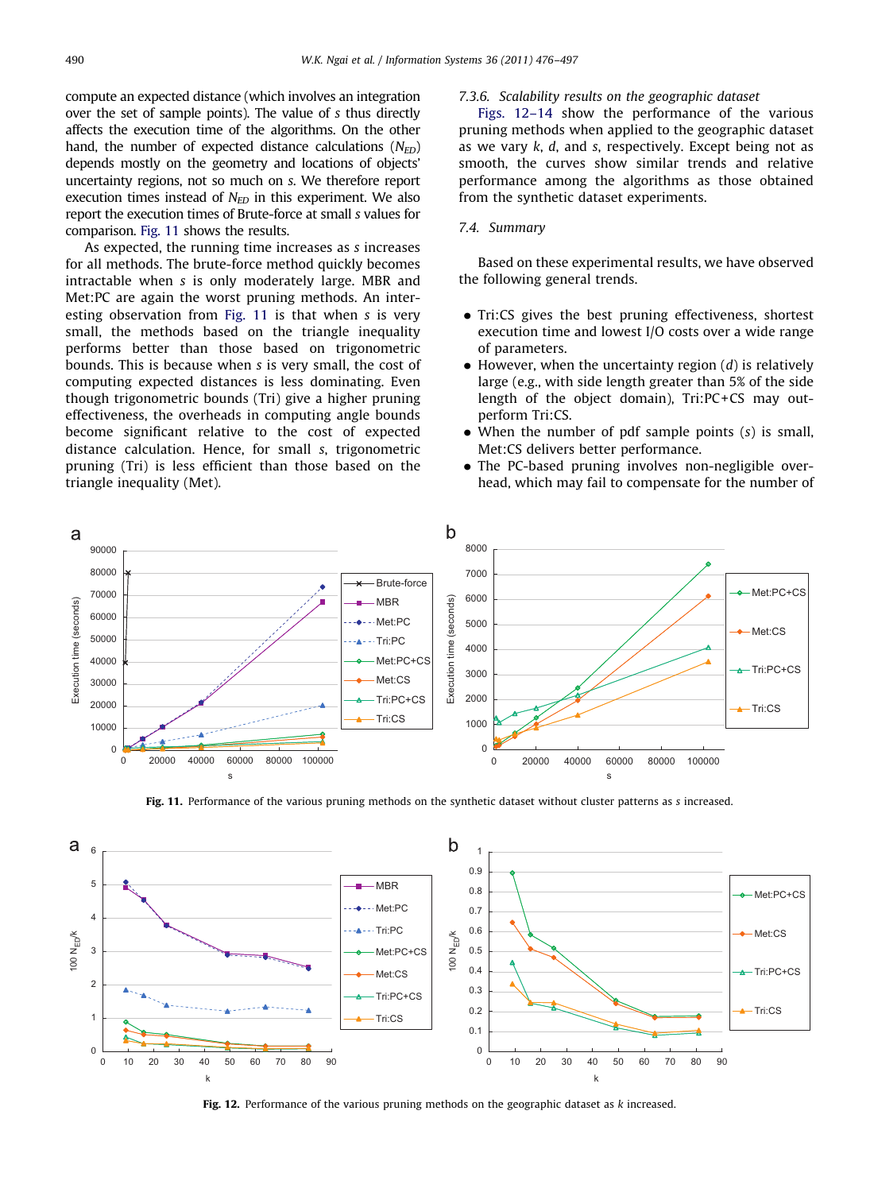compute an expected distance (which involves an integration over the set of sample points). The value of $s$ thus directly affects the execution time of the algorithms. On the other hand, the number of expected distance calculations ($N_{ED}$) depends mostly on the geometry and locations of objects' uncertainty regions, not so much on $s$. We therefore report execution times instead of $N_{ED}$ in this experiment. We also report the execution times of Brute-force at small $s$ values for comparison. Fig. 11 shows the results.

As expected, the running time increases as $s$ increases for all methods. The brute-force method quickly becomes intractable when $s$ is only moderately large. MBR and Met:PC are again the worst pruning methods. An interesting observation from Fig. 11 is that when $s$ is very small, the methods based on the triangle inequality performs better than those based on trigonometric bounds. This is because when $s$ is very small, the cost of computing expected distances is less dominating. Even though trigonometric bounds (Tri) give a higher pruning effectiveness, the overheads in computing angle bounds become significant relative to the cost of expected distance calculation. Hence, for small $s$, trigonometric pruning (Tri) is less efficient than those based on the triangle inequality (Met).

### 7.3.6. Scalability results on the geographic dataset

Figs. 12–14 show the performance of the various pruning methods when applied to the geographic dataset as we vary $k$, $d$, and $s$, respectively. Except being not as smooth, the curves show similar trends and relative performance among the algorithms as those obtained from the synthetic dataset experiments.

## 7.4. Summary

Based on these experimental results, we have observed the following general trends.

- Tri:CS gives the best pruning effectiveness, shortest execution time and lowest I/O costs over a wide range of parameters.
- However, when the uncertainty region ($d$) is relatively large (e.g., with side length greater than 5% of the side length of the object domain), Tri:PC+CS may outperform Tri:CS.
- When the number of pdf sample points ($s$) is small, Met:CS delivers better performance.
- The PC-based pruning involves non-negligible overhead, which may fail to compensate for the number of

**Fig. 11.** Performance of the various pruning methods on the synthetic dataset without cluster patterns as $s$ increased.

**Fig. 12.** Performance of the various pruning methods on the geographic dataset as $k$ increased.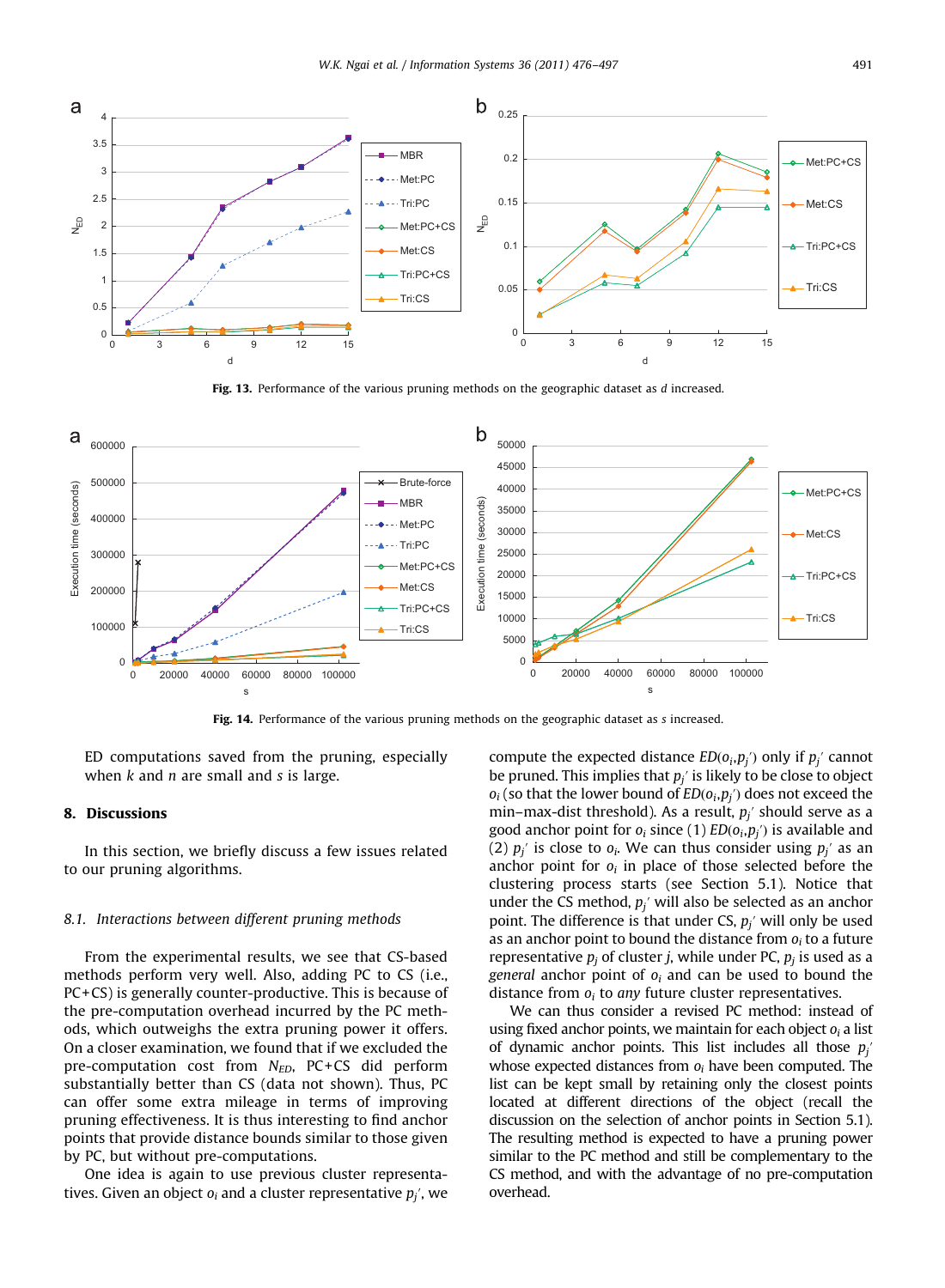**Fig. 13.** Performance of the various pruning methods on the geographic dataset as $d$ increased.

**Fig. 14.** Performance of the various pruning methods on the geographic dataset as $s$ increased.

ED computations saved from the pruning, especially when $k$ and $n$ are small and $s$ is large.

## 8. Discussions

In this section, we briefly discuss a few issues related to our pruning algorithms.

### 8.1. Interactions between different pruning methods

From the experimental results, we see that CS-based methods perform very well. Also, adding PC to CS (i.e., PC+CS) is generally counter-productive. This is because of the pre-computation overhead incurred by the PC methods, which outweighs the extra pruning power it offers. On a closer examination, we found that if we excluded the pre-computation cost from $N_{ED}$, PC+CS did perform substantially better than CS (data not shown). Thus, PC can offer some extra mileage in terms of improving pruning effectiveness. It is thus interesting to find anchor points that provide distance bounds similar to those given by PC, but without pre-computations.

One idea is again to use previous cluster representatives. Given an object $o_i$ and a cluster representative $p_j'$, we compute the expected distance $ED(o_i,p_j')$ only if $p_j'$ cannot be pruned. This implies that $p_j'$ is likely to be close to object $o_i$ (so that the lower bound of $ED(o_i,p_j')$ does not exceed the min–max-dist threshold). As a result, $p_j'$ should serve as a good anchor point for $o_i$ since (1) $ED(o_i,p_j')$ is available and (2) $p_j'$ is close to $o_i$. We can thus consider using $p_j'$ as an anchor point for $o_i$ in place of those selected before the clustering process starts (see Section 5.1). Notice that under the CS method, $p_j'$ will also be selected as an anchor point. The difference is that under CS, $p_j'$ will only be used as an anchor point to bound the distance from $o_i$ to a future representative $p_j$ of cluster $j$, while under PC, $p_j$ is used as a *general* anchor point of $o_i$ and can be used to bound the distance from $o_i$ to *any* future cluster representatives.

We can thus consider a revised PC method: instead of using fixed anchor points, we maintain for each object $o_i$ a list of dynamic anchor points. This list includes all those $p_j'$ whose expected distances from $o_i$ have been computed. The list can be kept small by retaining only the closest points located at different directions of the object (recall the discussion on the selection of anchor points in Section 5.1). The resulting method is expected to have a pruning power similar to the PC method and still be complementary to the CS method, and with the advantage of no pre-computation overhead.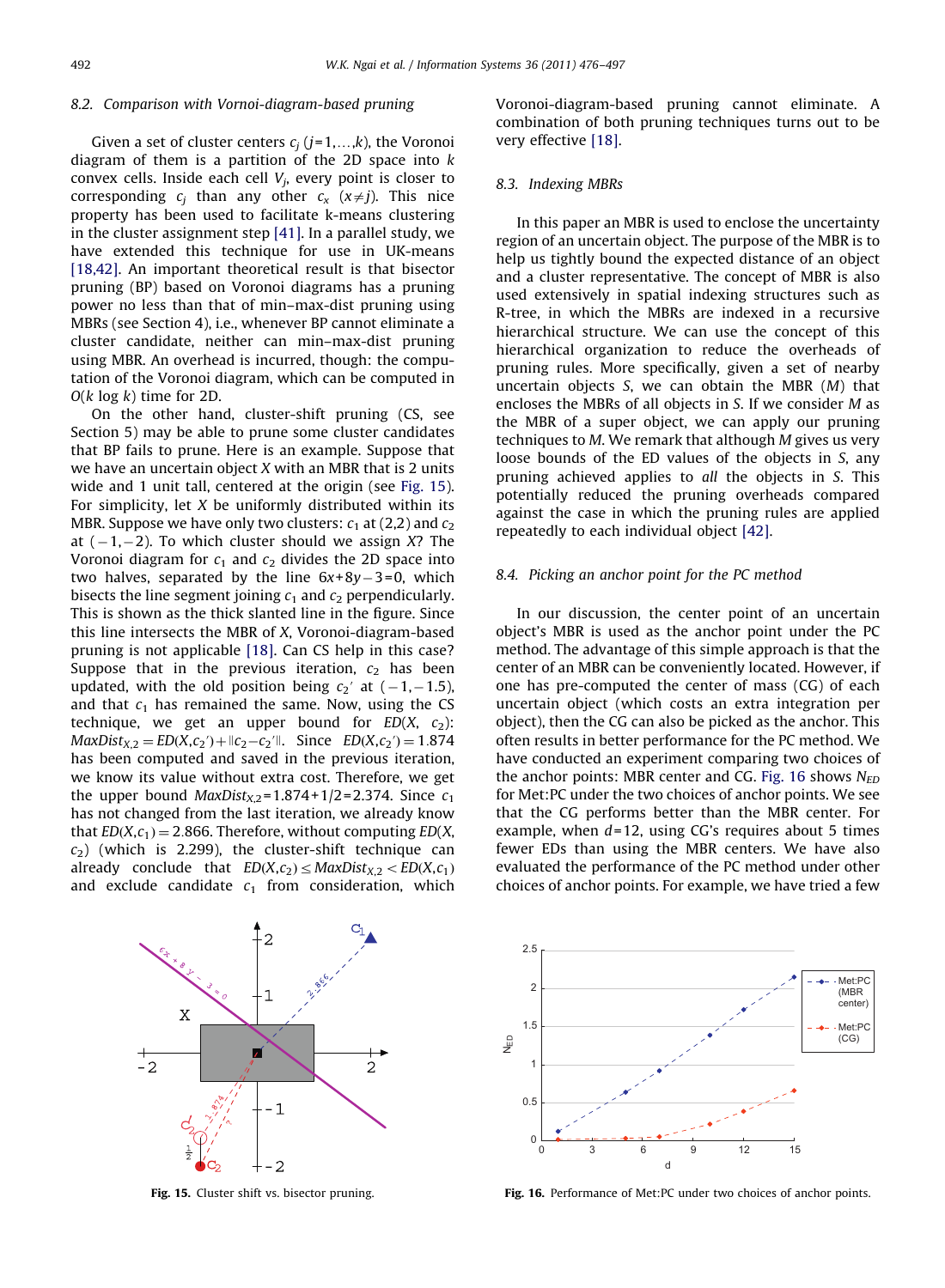### 8.2. Comparison with Vornoi-diagram-based pruning

Given a set of cluster centers $c_j$ ($j$=1,…,$k$), the Voronoi diagram of them is a partition of the 2D space into $k$ convex cells. Inside each cell $V_j$, every point is closer to corresponding $c_j$ than any other $c_x$ ($x \neq j$). This nice property has been used to facilitate k-means clustering in the cluster assignment step [41]. In a parallel study, we have extended this technique for use in UK-means [18,42]. An important theoretical result is that bisector pruning (BP) based on Voronoi diagrams has a pruning power no less than that of min–max-dist pruning using MBRs (see Section 4), i.e., whenever BP cannot eliminate a cluster candidate, neither can min–max-dist pruning using MBR. An overhead is incurred, though: the computation of the Voronoi diagram, which can be computed in $O(k \log k)$ time for 2D.

On the other hand, cluster-shift pruning (CS, see Section 5) may be able to prune some cluster candidates that BP fails to prune. Here is an example. Suppose that we have an uncertain object $X$ with an MBR that is 2 units wide and 1 unit tall, centered at the origin (see Fig. 15). For simplicity, let $X$ be uniformly distributed within its MBR. Suppose we have only two clusters: $c_1$ at (2,2) and $c_2$ at (−1,−2). To which cluster should we assign $X$? The Voronoi diagram for $c_1$ and $c_2$ divides the 2D space into two halves, separated by the line $6x+8y-3=0$, which bisects the line segment joining $c_1$ and $c_2$ perpendicularly. This is shown as the thick slanted line in the figure. Since this line intersects the MBR of $X$, Voronoi-diagram-based pruning is not applicable [18]. Can CS help in this case? Suppose that in the previous iteration, $c_2$ has been updated, with the old position being $c_2'$ at (−1,−1.5), and that $c_1$ has remained the same. Now, using the CS technique, we get an upper bound for $ED(X, c_2)$: $MaxDist_{X,2} = ED(X,c_2') + \|c_2 - c_2'\|$. Since $ED(X,c_2') = 1.874$ has been computed and saved in the previous iteration, we know its value without extra cost. Therefore, we get the upper bound $MaxDist_{X,2}$=1.874+1/2=2.374. Since $c_1$ has not changed from the last iteration, we already know that $ED(X,c_1) = 2.866$. Therefore, without computing $ED(X, c_2)$ (which is 2.299), the cluster-shift technique can already conclude that $ED(X,c_2) \leq MaxDist_{X,2} < ED(X,c_1)$ and exclude candidate $c_1$ from consideration, which Voronoi-diagram-based pruning cannot eliminate. A combination of both pruning techniques turns out to be very effective [18].

### 8.3. Indexing MBRs

In this paper an MBR is used to enclose the uncertainty region of an uncertain object. The purpose of the MBR is to help us tightly bound the expected distance of an object and a cluster representative. The concept of MBR is also used extensively in spatial indexing structures such as R-tree, in which the MBRs are indexed in a recursive hierarchical structure. We can use the concept of this hierarchical organization to reduce the overheads of pruning rules. More specifically, given a set of nearby uncertain objects $S$, we can obtain the MBR ($M$) that encloses the MBRs of all objects in $S$. If we consider $M$ as the MBR of a super object, we can apply our pruning techniques to $M$. We remark that although $M$ gives us very loose bounds of the ED values of the objects in $S$, any pruning achieved applies to *all* the objects in $S$. This potentially reduced the pruning overheads compared against the case in which the pruning rules are applied repeatedly to each individual object [42].

### 8.4. Picking an anchor point for the PC method

In our discussion, the center point of an uncertain object's MBR is used as the anchor point under the PC method. The advantage of this simple approach is that the center of an MBR can be conveniently located. However, if one has pre-computed the center of mass (CG) of each uncertain object (which costs an extra integration per object), then the CG can also be picked as the anchor. This often results in better performance for the PC method. We have conducted an experiment comparing two choices of the anchor points: MBR center and CG. Fig. 16 shows $N_{ED}$ for Met:PC under the two choices of anchor points. We see that the CG performs better than the MBR center. For example, when $d$=12, using CG's requires about 5 times fewer EDs than using the MBR centers. We have also evaluated the performance of the PC method under other choices of anchor points. For example, we have tried a few

$6x+8y-3=0$
X
$c_1$
2.866
$c_2'$
$c_2$
1.874
?
½
-2
2
1
-1
-2

**Fig. 15.** Cluster shift vs. bisector pruning.

$N_{ED}$
2.5
2
1.5
1
0.5
0
0
3
6
9
12
15
d
Met:PC (MBR center)
Met:PC (CG)

**Fig. 16.** Performance of Met:PC under two choices of anchor points.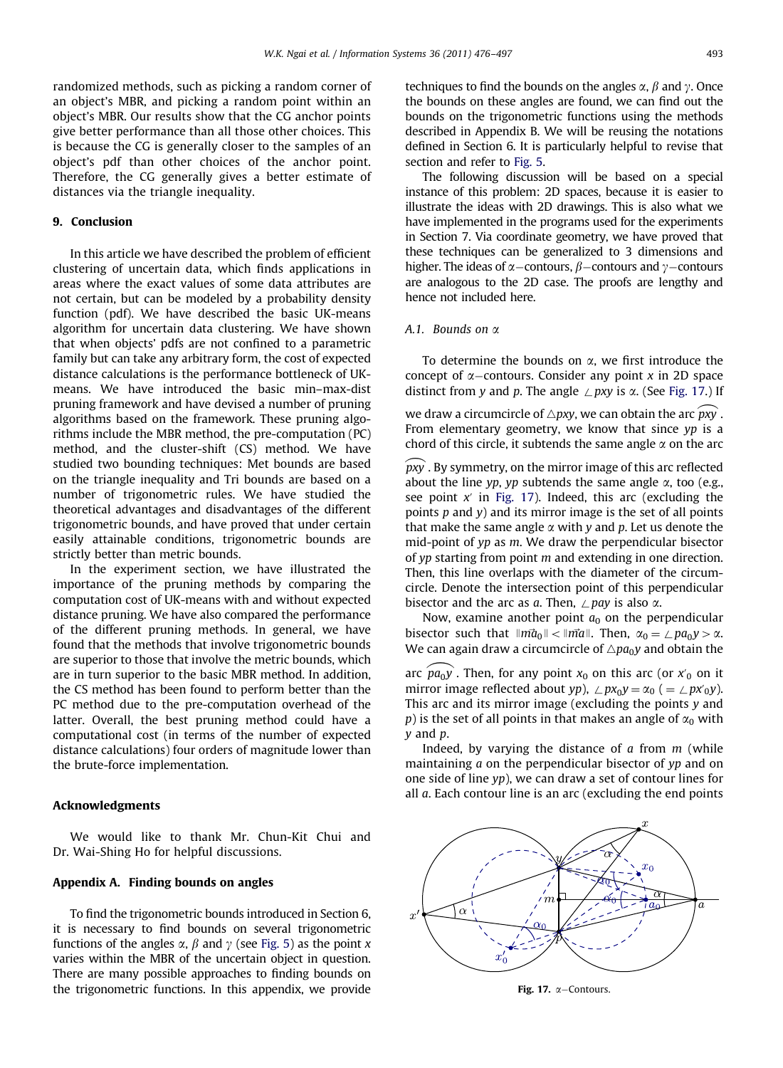randomized methods, such as picking a random corner of an object's MBR, and picking a random point within an object's MBR. Our results show that the CG anchor points give better performance than all those other choices. This is because the CG is generally closer to the samples of an object's pdf than other choices of the anchor point. Therefore, the CG generally gives a better estimate of distances via the triangle inequality.

## 9. Conclusion

In this article we have described the problem of efficient clustering of uncertain data, which finds applications in areas where the exact values of some data attributes are not certain, but can be modeled by a probability density function (pdf). We have described the basic UK-means algorithm for uncertain data clustering. We have shown that when objects' pdfs are not confined to a parametric family but can take any arbitrary form, the cost of expected distance calculations is the performance bottleneck of UK-means. We have introduced the basic min–max-dist pruning framework and have devised a number of pruning algorithms based on the framework. These pruning algorithms include the MBR method, the pre-computation (PC) method, and the cluster-shift (CS) method. We have studied two bounding techniques: Met bounds are based on the triangle inequality and Tri bounds are based on a number of trigonometric rules. We have studied the theoretical advantages and disadvantages of the different trigonometric bounds, and have proved that under certain easily attainable conditions, trigonometric bounds are strictly better than metric bounds.

In the experiment section, we have illustrated the importance of the pruning methods by comparing the computation cost of UK-means with and without expected distance pruning. We have also compared the performance of the different pruning methods. In general, we have found that the methods that involve trigonometric bounds are superior to those that involve the metric bounds, which are in turn superior to the basic MBR method. In addition, the CS method has been found to perform better than the PC method due to the pre-computation overhead of the latter. Overall, the best pruning method could have a computational cost (in terms of the number of expected distance calculations) four orders of magnitude lower than the brute-force implementation.

## Acknowledgments

We would like to thank Mr. Chun-Kit Chui and Dr. Wai-Shing Ho for helpful discussions.

## Appendix A. Finding bounds on angles

To find the trigonometric bounds introduced in Section 6, it is necessary to find bounds on several trigonometric functions of the angles $\alpha$, $\beta$ and $\gamma$ (see Fig. 5) as the point $x$ varies within the MBR of the uncertain object in question. There are many possible approaches to finding bounds on the trigonometric functions. In this appendix, we provide techniques to find the bounds on the angles $\alpha$, $\beta$ and $\gamma$. Once the bounds on these angles are found, we can find out the bounds on the trigonometric functions using the methods described in Appendix B. We will be reusing the notations defined in Section 6. It is particularly helpful to revise that section and refer to Fig. 5.

The following discussion will be based on a special instance of this problem: 2D spaces, because it is easier to illustrate the ideas with 2D drawings. This is also what we have implemented in the programs used for the experiments in Section 7. Via coordinate geometry, we have proved that these techniques can be generalized to 3 dimensions and higher. The ideas of $\alpha-$contours, $\beta-$contours and $\gamma-$contours are analogous to the 2D case. The proofs are lengthy and hence not included here.

### A.1. Bounds on $\alpha$

To determine the bounds on $\alpha$, we first introduce the concept of $\alpha-$contours. Consider any point $x$ in 2D space distinct from $y$ and $p$. The angle $\angle pxy$ is $\alpha$. (See Fig. 17.) If we draw a circumcircle of $\triangle pxy$, we can obtain the arc $\widehat{pxy}$. From elementary geometry, we know that since $yp$ is a chord of this circle, it subtends the same angle $\alpha$ on the arc $\widehat{pxy}$. By symmetry, on the mirror image of this arc reflected about the line $yp$, $yp$ subtends the same angle $\alpha$, too (e.g., see point $x'$ in Fig. 17). Indeed, this arc (excluding the points $p$ and $y$) and its mirror image is the set of all points that make the same angle $\alpha$ with $y$ and $p$. Let us denote the mid-point of $yp$ as $m$. We draw the perpendicular bisector of $yp$ starting from point $m$ and extending in one direction. Then, this line overlaps with the diameter of the circumcircle. Denote the intersection point of this perpendicular bisector and the arc as $a$. Then, $\angle pay$ is also $\alpha$.

Now, examine another point $a_0$ on the perpendicular bisector such that $\|\vec{ma_0}\| < \|\vec{ma}\|$. Then, $\alpha_0 = \angle pa_0y > \alpha$. We can again draw a circumcircle of $\triangle pa_0y$ and obtain the arc $\widehat{pa_0y}$. Then, for any point $x_0$ on this arc (or $x'_0$ on it mirror image reflected about $yp$), $\angle px_0y = \alpha_0$ ($= \angle px'_0y$). This arc and its mirror image (excluding the points $y$ and $p$) is the set of all points in that makes an angle of $\alpha_0$ with $y$ and $p$.

Indeed, by varying the distance of $a$ from $m$ (while maintaining $a$ on the perpendicular bisector of $yp$ and on one side of line $yp$), we can draw a set of contour lines for all $a$. Each contour line is an arc (excluding the end points

Fig. 17. $\alpha-$Contours.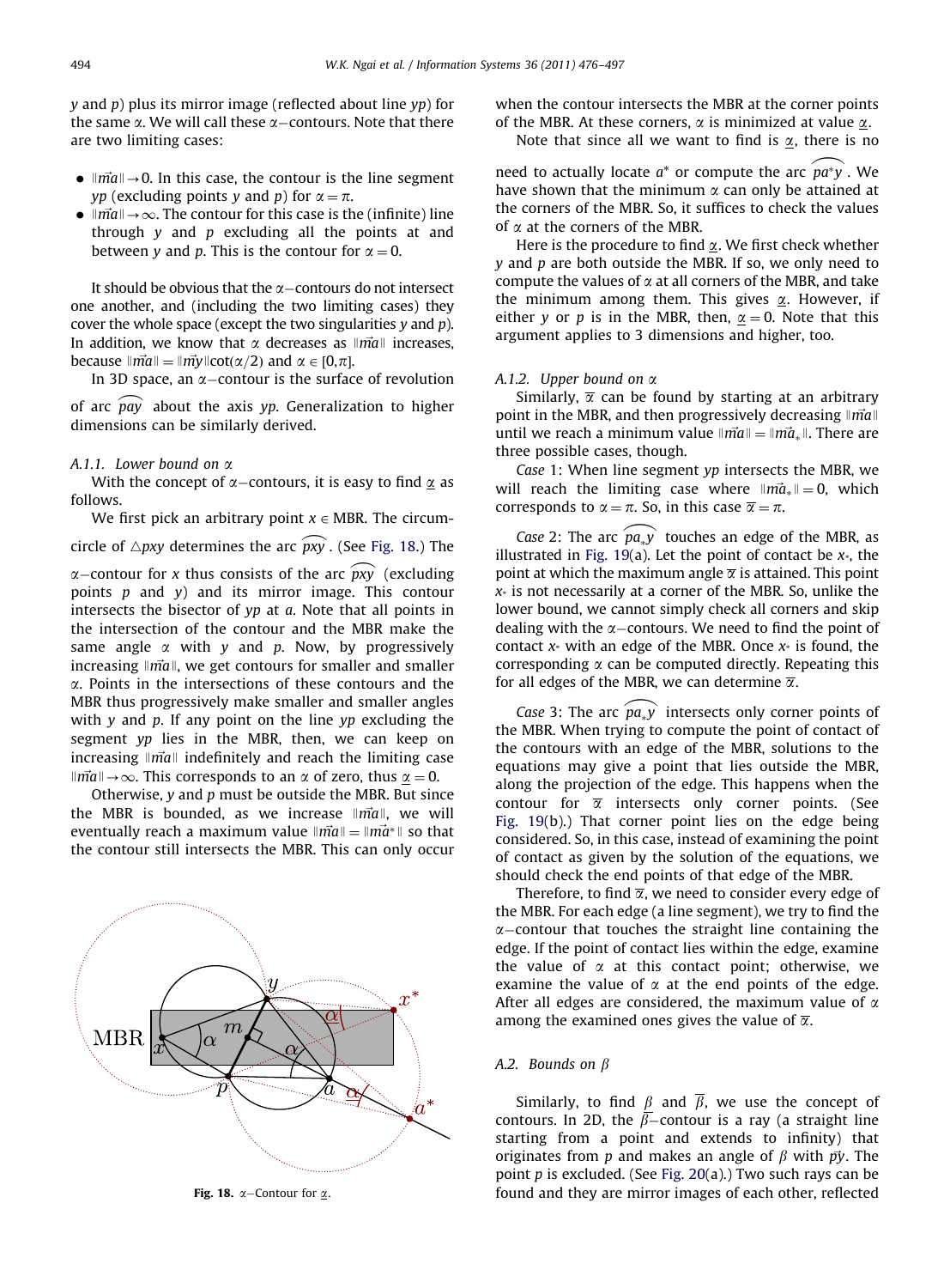$y$ and $p$) plus its mirror image (reflected about line $yp$) for the same $\alpha$. We will call these $\alpha$–contours. Note that there are two limiting cases:

- $\|\vec{ma}\| \to 0$. In this case, the contour is the line segment $yp$ (excluding points $y$ and $p$) for $\alpha = \pi$.
- $\|\vec{ma}\| \to \infty$. The contour for this case is the (infinite) line through $y$ and $p$ excluding all the points at and between $y$ and $p$. This is the contour for $\alpha = 0$.

It should be obvious that the $\alpha$–contours do not intersect one another, and (including the two limiting cases) they cover the whole space (except the two singularities $y$ and $p$). In addition, we know that $\alpha$ decreases as $\|\vec{ma}\|$ increases, because $\|\vec{ma}\| = \|\vec{my}\|\cot(\alpha/2)$ and $\alpha \in [0, \pi]$.

In 3D space, an $\alpha$–contour is the surface of revolution of arc $\widehat{pay}$ about the axis $yp$. Generalization to higher dimensions can be similarly derived.

#### A.1.1. Lower bound on $\alpha$

With the concept of $\alpha$–contours, it is easy to find $\underline{\alpha}$ as follows.

We first pick an arbitrary point $x \in$ MBR. The circumcircle of $\triangle pxy$ determines the arc $\widehat{pxy}$. (See Fig. 18.) The $\alpha$–contour for $x$ thus consists of the arc $\widehat{pxy}$ (excluding points $p$ and $y$) and its mirror image. This contour intersects the bisector of $yp$ at $a$. Note that all points in the intersection of the contour and the MBR make the same angle $\alpha$ with $y$ and $p$. Now, by progressively increasing $\|\vec{ma}\|$, we get contours for smaller and smaller $\alpha$. Points in the intersections of these contours and the MBR thus progressively make smaller and smaller angles with $y$ and $p$. If any point on the line $yp$ excluding the segment $yp$ lies in the MBR, then, we can keep on increasing $\|\vec{ma}\|$ indefinitely and reach the limiting case $\|\vec{ma}\| \to \infty$. This corresponds to an $\alpha$ of zero, thus $\underline{\alpha} = 0$.

Otherwise, $y$ and $p$ must be outside the MBR. But since the MBR is bounded, as we increase $\|\vec{ma}\|$, we will eventually reach a maximum value $\|\vec{ma}\| = \|\vec{ma^*}\|$ so that the contour still intersects the MBR. This can only occur when the contour intersects the MBR at the corner points of the MBR. At these corners, $\alpha$ is minimized at value $\underline{\alpha}$.

Note that since all we want to find is $\underline{\alpha}$, there is no need to actually locate $a^*$ or compute the arc $\widehat{pa^*y}$. We have shown that the minimum $\alpha$ can only be attained at the corners of the MBR. So, it suffices to check the values of $\alpha$ at the corners of the MBR.

Here is the procedure to find $\underline{\alpha}$. We first check whether $y$ and $p$ are both outside the MBR. If so, we only need to compute the values of $\alpha$ at all corners of the MBR, and take the minimum among them. This gives $\underline{\alpha}$. However, if either $y$ or $p$ is in the MBR, then, $\underline{\alpha} = 0$. Note that this argument applies to 3 dimensions and higher, too.

Fig. 18. $\alpha$–Contour for $\underline{\alpha}$.

#### A.1.2. Upper bound on $\alpha$

Similarly, $\overline{\alpha}$ can be found by starting at an arbitrary point in the MBR, and then progressively decreasing $\|\vec{ma}\|$ until we reach a minimum value $\|\vec{ma}\| = \|\vec{ma_*}\|$. There are three possible cases, though.

*Case* 1: When line segment $yp$ intersects the MBR, we will reach the limiting case where $\|\vec{ma_*}\| = 0$, which corresponds to $\alpha = \pi$. So, in this case $\overline{\alpha} = \pi$.

*Case* 2: The arc $\widehat{pa_*y}$ touches an edge of the MBR, as illustrated in Fig. 19(a). Let the point of contact be $x_*$, the point at which the maximum angle $\overline{\alpha}$ is attained. This point $x_*$ is not necessarily at a corner of the MBR. So, unlike the lower bound, we cannot simply check all corners and skip dealing with the $\alpha$–contours. We need to find the point of contact $x_*$ with an edge of the MBR. Once $x_*$ is found, the corresponding $\alpha$ can be computed directly. Repeating this for all edges of the MBR, we can determine $\overline{\alpha}$.

*Case* 3: The arc $\widehat{pa_*y}$ intersects only corner points of the MBR. When trying to compute the point of contact of the contours with an edge of the MBR, solutions to the equations may give a point that lies outside the MBR, along the projection of the edge. This happens when the contour for $\overline{\alpha}$ intersects only corner points. (See Fig. 19(b).) That corner point lies on the edge being considered. So, in this case, instead of examining the point of contact as given by the solution of the equations, we should check the end points of that edge of the MBR.

Therefore, to find $\overline{\alpha}$, we need to consider every edge of the MBR. For each edge (a line segment), we try to find the $\alpha$–contour that touches the straight line containing the edge. If the point of contact lies within the edge, examine the value of $\alpha$ at this contact point; otherwise, we examine the value of $\alpha$ at the end points of the edge. After all edges are considered, the maximum value of $\alpha$ among the examined ones gives the value of $\overline{\alpha}$.

### A.2. Bounds on $\beta$

Similarly, to find $\underline{\beta}$ and $\overline{\beta}$, we use the concept of contours. In 2D, the $\beta$–contour is a ray (a straight line starting from a point and extends to infinity) that originates from $p$ and makes an angle of $\beta$ with $\vec{py}$. The point $p$ is excluded. (See Fig. 20(a).) Two such rays can be found and they are mirror images of each other, reflected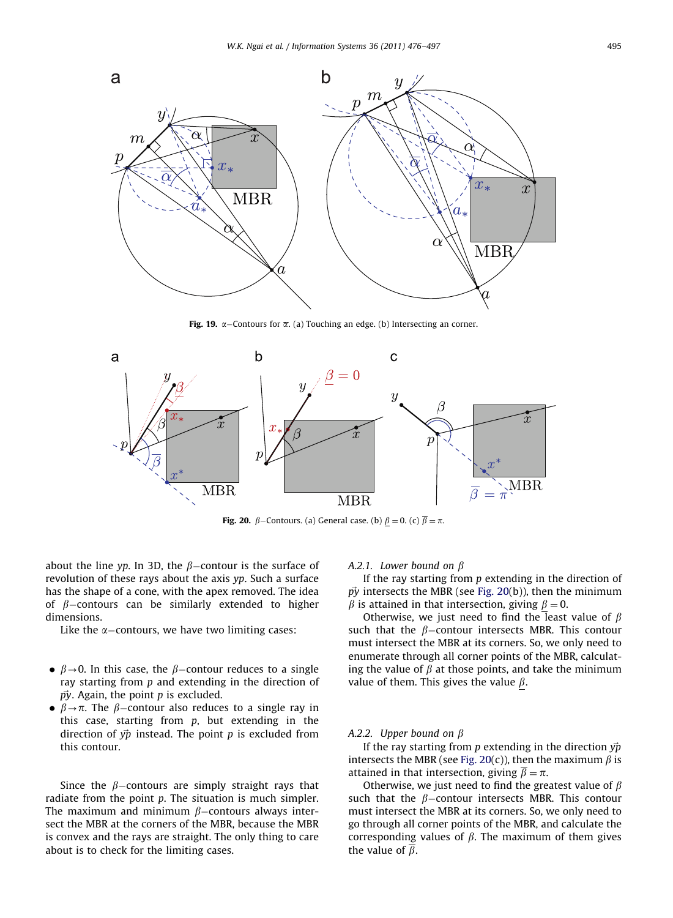Fig. 19. $\alpha$−Contours for $\overline{\alpha}$. (a) Touching an edge. (b) Intersecting an corner.

Fig. 20. $\beta$−Contours. (a) General case. (b) $\underline{\beta}=0$. (c) $\overline{\beta}=\pi$.

about the line $yp$. In 3D, the $\beta$−contour is the surface of revolution of these rays about the axis $yp$. Such a surface has the shape of a cone, with the apex removed. The idea of $\beta$−contours can be similarly extended to higher dimensions.

Like the $\alpha$−contours, we have two limiting cases:

- $\beta \to 0$. In this case, the $\beta$−contour reduces to a single ray starting from $p$ and extending in the direction of $\vec{py}$. Again, the point $p$ is excluded.
- $\beta \to \pi$. The $\beta$−contour also reduces to a single ray in this case, starting from $p$, but extending in the direction of $\vec{yp}$ instead. The point $p$ is excluded from this contour.

Since the $\beta$−contours are simply straight rays that radiate from the point $p$. The situation is much simpler. The maximum and minimum $\beta$−contours always intersect the MBR at the corners of the MBR, because the MBR is convex and the rays are straight. The only thing to care about is to check for the limiting cases.

### A.2.1. Lower bound on $\beta$

If the ray starting from $p$ extending in the direction of $\vec{py}$ intersects the MBR (see Fig. 20(b)), then the minimum $\beta$ is attained in that intersection, giving $\underline{\beta}=0$.

Otherwise, we just need to find the least value of $\beta$ such that the $\beta$−contour intersects MBR. This contour must intersect the MBR at its corners. So, we only need to enumerate through all corner points of the MBR, calculating the value of $\beta$ at those points, and take the minimum value of them. This gives the value $\underline{\beta}$.

### A.2.2. Upper bound on $\beta$

If the ray starting from $p$ extending in the direction $\vec{yp}$ intersects the MBR (see Fig. 20(c)), then the maximum $\beta$ is attained in that intersection, giving $\overline{\beta}=\pi$.

Otherwise, we just need to find the greatest value of $\beta$ such that the $\beta$−contour intersects MBR. This contour must intersect the MBR at its corners. So, we only need to go through all corner points of the MBR, and calculate the corresponding values of $\beta$. The maximum of them gives the value of $\overline{\beta}$.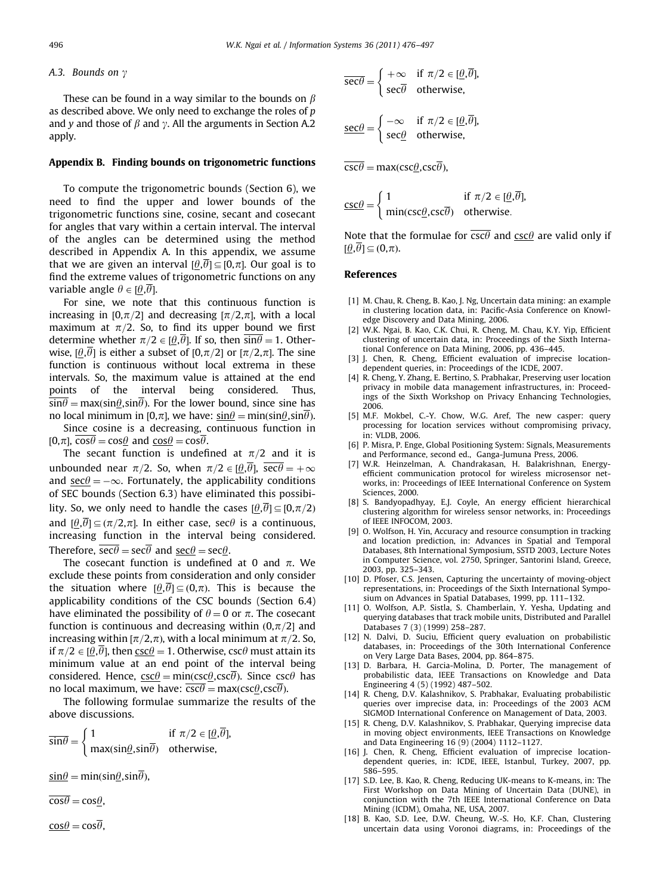### A.3. Bounds on $\gamma$

These can be found in a way similar to the bounds on $\beta$ as described above. We only need to exchange the roles of $p$ and $y$ and those of $\beta$ and $\gamma$. All the arguments in Section A.2 apply.

## Appendix B. Finding bounds on trigonometric functions

To compute the trigonometric bounds (Section 6), we need to find the upper and lower bounds of the trigonometric functions sine, cosine, secant and cosecant for angles that vary within a certain interval. The interval of the angles can be determined using the method described in Appendix A. In this appendix, we assume that we are given an interval $[\underline{\theta},\overline{\theta}] \subseteq [0,\pi]$. Our goal is to find the extreme values of trigonometric functions on any variable angle $\theta \in [\underline{\theta},\overline{\theta}]$.

For sine, we note that this continuous function is increasing in $[0,\pi/2]$ and decreasing $[\pi/2,\pi]$, with a local maximum at $\pi/2$. So, to find its upper bound we first determine whether $\pi/2 \in [\underline{\theta},\overline{\theta}]$. If so, then $\overline{\sin\theta} = 1$. Otherwise, $[\underline{\theta},\overline{\theta}]$ is either a subset of $[0,\pi/2]$ or $[\pi/2,\pi]$. The sine function is continuous without local extrema in these intervals. So, the maximum value is attained at the end points of the interval being considered. Thus, $\overline{\sin\theta} = \max(\sin\underline{\theta},\sin\overline{\theta})$. For the lower bound, since sine has no local minimum in $[0,\pi]$, we have: $\underline{\sin\theta} = \min(\sin\underline{\theta},\sin\overline{\theta})$.

Since cosine is a decreasing, continuous function in $[0,\pi]$, $\overline{\cos\theta} = \cos\underline{\theta}$ and $\underline{\cos\theta} = \cos\overline{\theta}$.

The secant function is undefined at $\pi/2$ and it is unbounded near $\pi/2$. So, when $\pi/2 \in [\underline{\theta},\overline{\theta}]$, $\overline{\sec\theta} = +\infty$ and $\underline{\sec\theta} = -\infty$. Fortunately, the applicability conditions of SEC bounds (Section 6.3) have eliminated this possibility. So, we only need to handle the cases $[\underline{\theta},\overline{\theta}] \subseteq [0,\pi/2)$ and $[\underline{\theta},\overline{\theta}] \subseteq (\pi/2,\pi]$. In either case, $\sec\theta$ is a continuous, increasing function in the interval being considered. Therefore, $\overline{\sec\theta} = \sec\overline{\theta}$ and $\underline{\sec\theta} = \sec\underline{\theta}$.

The cosecant function is undefined at 0 and $\pi$. We exclude these points from consideration and only consider the situation where $[\underline{\theta},\overline{\theta}] \subseteq (0,\pi)$. This is because the applicability conditions of the CSC bounds (Section 6.4) have eliminated the possibility of $\theta = 0$ or $\pi$. The cosecant function is continuous and decreasing within $(0,\pi/2]$ and increasing within $[\pi/2,\pi)$, with a local minimum at $\pi/2$. So, if $\pi/2 \in [\underline{\theta},\overline{\theta}]$, then $\underline{\csc\theta} = 1$. Otherwise, $\csc\theta$ must attain its minimum value at an end point of the interval being considered. Hence, $\underline{\csc\theta} = \min(\csc\underline{\theta},\csc\overline{\theta})$. Since $\csc\theta$ has no local maximum, we have: $\overline{\csc\theta} = \max(\csc\underline{\theta},\csc\overline{\theta})$.

The following formulae summarize the results of the above discussions.

$$\overline{\sin\theta} = \begin{cases} 1 & \text{if } \pi/2 \in [\underline{\theta},\overline{\theta}], \\ \max(\sin\underline{\theta},\sin\overline{\theta}) & \text{otherwise}, \end{cases}$$

$$\underline{\sin\theta} = \min(\sin\underline{\theta},\sin\overline{\theta}),$$

$$\overline{\cos\theta} = \cos\underline{\theta},$$

$$\underline{\cos\theta} = \cos\overline{\theta},$$

$$\overline{\sec\theta} = \begin{cases} +\infty & \text{if } \pi/2 \in [\underline{\theta},\overline{\theta}], \\ \sec\overline{\theta} & \text{otherwise}, \end{cases}$$

$$\underline{\sec\theta} = \begin{cases} -\infty & \text{if } \pi/2 \in [\underline{\theta},\overline{\theta}], \\ \sec\underline{\theta} & \text{otherwise}, \end{cases}$$

$$\overline{\csc\theta} = \max(\csc\underline{\theta},\csc\overline{\theta}),$$

$$\underline{\csc\theta} = \begin{cases} 1 & \text{if } \pi/2 \in [\underline{\theta},\overline{\theta}], \\ \min(\csc\underline{\theta},\csc\overline{\theta}) & \text{otherwise}. \end{cases}$$

Note that the formulae for $\overline{\csc\theta}$ and $\underline{\csc\theta}$ are valid only if $[\underline{\theta},\overline{\theta}] \subseteq (0,\pi)$.

## References

[1] M. Chau, R. Cheng, B. Kao, J. Ng, Uncertain data mining: an example in clustering location data, in: Pacific-Asia Conference on Knowledge Discovery and Data Mining, 2006.

[2] W.K. Ngai, B. Kao, C.K. Chui, R. Cheng, M. Chau, K.Y. Yip, Efficient clustering of uncertain data, in: Proceedings of the Sixth International Conference on Data Mining, 2006, pp. 436–445.

[3] J. Chen, R. Cheng, Efficient evaluation of imprecise location-dependent queries, in: Proceedings of the ICDE, 2007.

[4] R. Cheng, Y. Zhang, E. Bertino, S. Prabhakar, Preserving user location privacy in mobile data management infrastructures, in: Proceedings of the Sixth Workshop on Privacy Enhancing Technologies, 2006.

[5] M.F. Mokbel, C.-Y. Chow, W.G. Aref, The new casper: query processing for location services without compromising privacy, in: VLDB, 2006.

[6] P. Misra, P. Enge, Global Positioning System: Signals, Measurements and Performance, second ed., Ganga-Jumuna Press, 2006.

[7] W.R. Heinzelman, A. Chandrakasan, H. Balakrishnan, Energy-efficient communication protocol for wireless microsensor networks, in: Proceedings of IEEE International Conference on System Sciences, 2000.

[8] S. Bandyopadhyay, E.J. Coyle, An energy efficient hierarchical clustering algorithm for wireless sensor networks, in: Proceedings of IEEE INFOCOM, 2003.

[9] O. Wolfson, H. Yin, Accuracy and resource consumption in tracking and location prediction, in: Advances in Spatial and Temporal Databases, 8th International Symposium, SSTD 2003, Lecture Notes in Computer Science, vol. 2750, Springer, Santorini Island, Greece, 2003, pp. 325–343.

[10] D. Pfoser, C.S. Jensen, Capturing the uncertainty of moving-object representations, in: Proceedings of the Sixth International Symposium on Advances in Spatial Databases, 1999, pp. 111–132.

[11] O. Wolfson, A.P. Sistla, S. Chamberlain, Y. Yesha, Updating and querying databases that track mobile units, Distributed and Parallel Databases 7 (3) (1999) 258–287.

[12] N. Dalvi, D. Suciu, Efficient query evaluation on probabilistic databases, in: Proceedings of the 30th International Conference on Very Large Data Bases, 2004, pp. 864–875.

[13] D. Barbara, H. Garcia-Molina, D. Porter, The management of probabilistic data, IEEE Transactions on Knowledge and Data Engineering 4 (5) (1992) 487–502.

[14] R. Cheng, D.V. Kalashnikov, S. Prabhakar, Evaluating probabilistic queries over imprecise data, in: Proceedings of the 2003 ACM SIGMOD International Conference on Management of Data, 2003.

[15] R. Cheng, D.V. Kalashnikov, S. Prabhakar, Querying imprecise data in moving object environments, IEEE Transactions on Knowledge and Data Engineering 16 (9) (2004) 1112–1127.

[16] J. Chen, R. Cheng, Efficient evaluation of imprecise location-dependent queries, in: ICDE, IEEE, Istanbul, Turkey, 2007, pp. 586–595.

[17] S.D. Lee, B. Kao, R. Cheng, Reducing UK-means to K-means, in: The First Workshop on Data Mining of Uncertain Data (DUNE), in conjunction with the 7th IEEE International Conference on Data Mining (ICDM), Omaha, NE, USA, 2007.

[18] B. Kao, S.D. Lee, D.W. Cheung, W.-S. Ho, K.F. Chan, Clustering uncertain data using Voronoi diagrams, in: Proceedings of the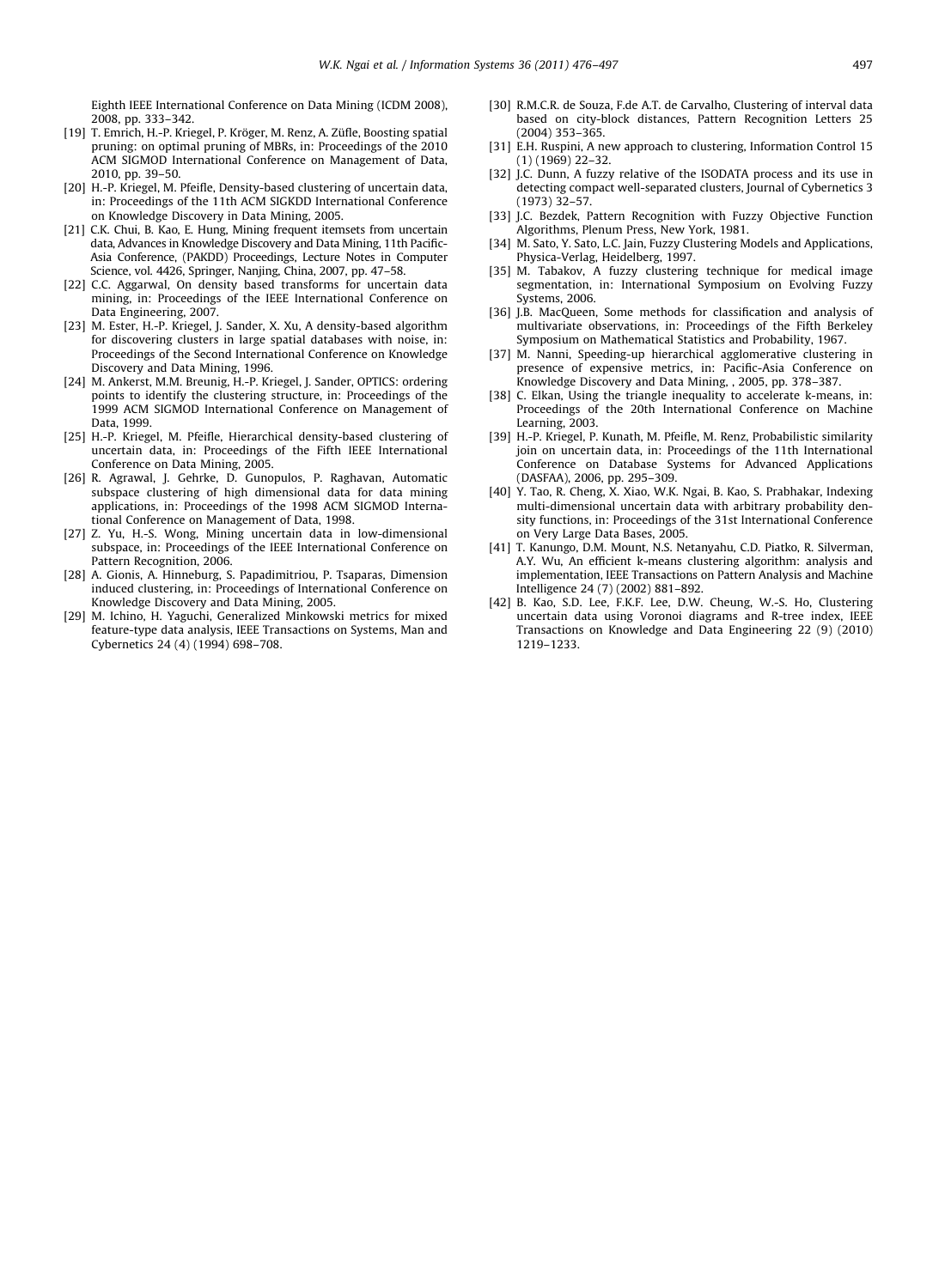Eighth IEEE International Conference on Data Mining (ICDM 2008), 2008, pp. 333–342.

[19] T. Emrich, H.-P. Kriegel, P. Kröger, M. Renz, A. Züfle, Boosting spatial pruning: on optimal pruning of MBRs, in: Proceedings of the 2010 ACM SIGMOD International Conference on Management of Data, 2010, pp. 39–50.

[20] H.-P. Kriegel, M. Pfeifle, Density-based clustering of uncertain data, in: Proceedings of the 11th ACM SIGKDD International Conference on Knowledge Discovery in Data Mining, 2005.

[21] C.K. Chui, B. Kao, E. Hung, Mining frequent itemsets from uncertain data, Advances in Knowledge Discovery and Data Mining, 11th Pacific-Asia Conference, (PAKDD) Proceedings, Lecture Notes in Computer Science, vol. 4426, Springer, Nanjing, China, 2007, pp. 47–58.

[22] C.C. Aggarwal, On density based transforms for uncertain data mining, in: Proceedings of the IEEE International Conference on Data Engineering, 2007.

[23] M. Ester, H.-P. Kriegel, J. Sander, X. Xu, A density-based algorithm for discovering clusters in large spatial databases with noise, in: Proceedings of the Second International Conference on Knowledge Discovery and Data Mining, 1996.

[24] M. Ankerst, M.M. Breunig, H.-P. Kriegel, J. Sander, OPTICS: ordering points to identify the clustering structure, in: Proceedings of the 1999 ACM SIGMOD International Conference on Management of Data, 1999.

[25] H.-P. Kriegel, M. Pfeifle, Hierarchical density-based clustering of uncertain data, in: Proceedings of the Fifth IEEE International Conference on Data Mining, 2005.

[26] R. Agrawal, J. Gehrke, D. Gunopulos, P. Raghavan, Automatic subspace clustering of high dimensional data for data mining applications, in: Proceedings of the 1998 ACM SIGMOD International Conference on Management of Data, 1998.

[27] Z. Yu, H.-S. Wong, Mining uncertain data in low-dimensional subspace, in: Proceedings of the IEEE International Conference on Pattern Recognition, 2006.

[28] A. Gionis, A. Hinneburg, S. Papadimitriou, P. Tsaparas, Dimension induced clustering, in: Proceedings of International Conference on Knowledge Discovery and Data Mining, 2005.

[29] M. Ichino, H. Yaguchi, Generalized Minkowski metrics for mixed feature-type data analysis, IEEE Transactions on Systems, Man and Cybernetics 24 (4) (1994) 698–708.

[30] R.M.C.R. de Souza, F.de A.T. de Carvalho, Clustering of interval data based on city-block distances, Pattern Recognition Letters 25 (2004) 353–365.

[31] E.H. Ruspini, A new approach to clustering, Information Control 15 (1) (1969) 22–32.

[32] J.C. Dunn, A fuzzy relative of the ISODATA process and its use in detecting compact well-separated clusters, Journal of Cybernetics 3 (1973) 32–57.

[33] J.C. Bezdek, Pattern Recognition with Fuzzy Objective Function Algorithms, Plenum Press, New York, 1981.

[34] M. Sato, Y. Sato, L.C. Jain, Fuzzy Clustering Models and Applications, Physica-Verlag, Heidelberg, 1997.

[35] M. Tabakov, A fuzzy clustering technique for medical image segmentation, in: International Symposium on Evolving Fuzzy Systems, 2006.

[36] J.B. MacQueen, Some methods for classification and analysis of multivariate observations, in: Proceedings of the Fifth Berkeley Symposium on Mathematical Statistics and Probability, 1967.

[37] M. Nanni, Speeding-up hierarchical agglomerative clustering in presence of expensive metrics, in: Pacific-Asia Conference on Knowledge Discovery and Data Mining, , 2005, pp. 378–387.

[38] C. Elkan, Using the triangle inequality to accelerate k-means, in: Proceedings of the 20th International Conference on Machine Learning, 2003.

[39] H.-P. Kriegel, P. Kunath, M. Pfeifle, M. Renz, Probabilistic similarity join on uncertain data, in: Proceedings of the 11th International Conference on Database Systems for Advanced Applications (DASFAA), 2006, pp. 295–309.

[40] Y. Tao, R. Cheng, X. Xiao, W.K. Ngai, B. Kao, S. Prabhakar, Indexing multi-dimensional uncertain data with arbitrary probability density functions, in: Proceedings of the 31st International Conference on Very Large Data Bases, 2005.

[41] T. Kanungo, D.M. Mount, N.S. Netanyahu, C.D. Piatko, R. Silverman, A.Y. Wu, An efficient k-means clustering algorithm: analysis and implementation, IEEE Transactions on Pattern Analysis and Machine Intelligence 24 (7) (2002) 881–892.

[42] B. Kao, S.D. Lee, F.K.F. Lee, D.W. Cheung, W.-S. Ho, Clustering uncertain data using Voronoi diagrams and R-tree index, IEEE Transactions on Knowledge and Data Engineering 22 (9) (2010) 1219–1233.